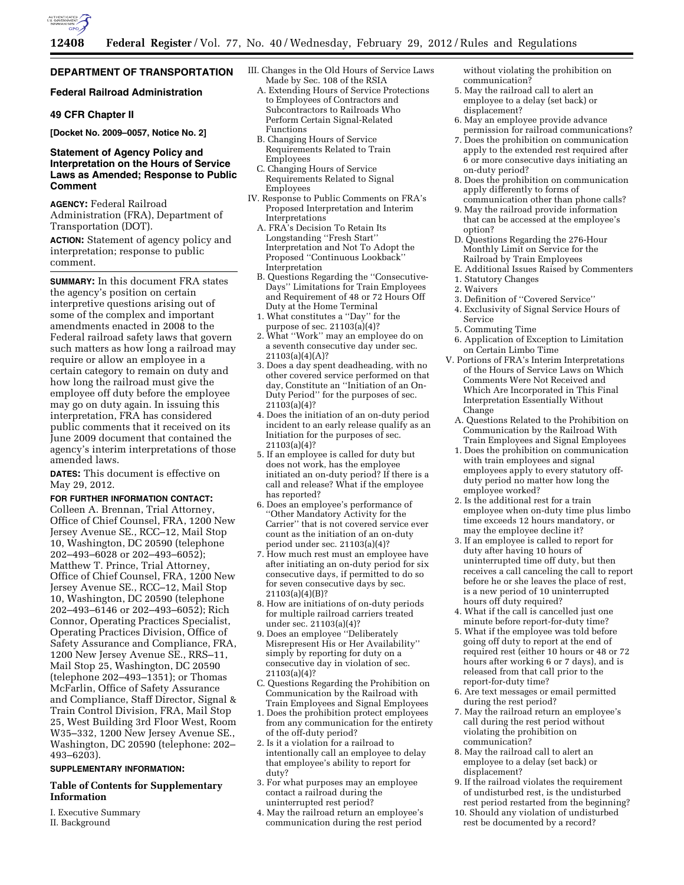## DEPARTMENT OF TRANSPORTATION

### Federal Railroad Administration

### 49 CFR Chapter II

**[Docket No. 2009–0057, Notice No. 2]**

### Statement of Agency Policy and Interpretation on the Hours of Service Laws as Amended; Response to Public Comment

**AGENCY:** Federal Railroad Administration (FRA), Department of Transportation (DOT).

**ACTION:** Statement of agency policy and interpretation; response to public comment.

**SUMMARY:** In this document FRA states the agency's position on certain interpretive questions arising out of some of the complex and important amendments enacted in 2008 to the Federal railroad safety laws that govern such matters as how long a railroad may require or allow an employee in a certain category to remain on duty and how long the railroad must give the employee off duty before the employee may go on duty again. In issuing this interpretation, FRA has considered public comments that it received on its June 2009 document that contained the agency's interim interpretations of those amended laws.

**DATES:** This document is effective on May 29, 2012.

**FOR FURTHER INFORMATION CONTACT:** Colleen A. Brennan, Trial Attorney, Office of Chief Counsel, FRA, 1200 New Jersey Avenue SE., RCC–12, Mail Stop 10, Washington, DC 20590 (telephone 202–493–6028 or 202–493–6052); Matthew T. Prince, Trial Attorney, Office of Chief Counsel, FRA, 1200 New Jersey Avenue SE., RCC–12, Mail Stop 10, Washington, DC 20590 (telephone 202–493–6146 or 202–493–6052); Rich Connor, Operating Practices Specialist, Operating Practices Division, Office of Safety Assurance and Compliance, FRA, 1200 New Jersey Avenue SE., RRS–11, Mail Stop 25, Washington, DC 20590 (telephone 202–493–1351); or Thomas McFarlin, Office of Safety Assurance and Compliance, Staff Director, Signal & Train Control Division, FRA, Mail Stop 25, West Building 3rd Floor West, Room W35–332, 1200 New Jersey Avenue SE., Washington, DC 20590 (telephone: 202–493–6203).

**SUPPLEMENTARY INFORMATION:**

### Table of Contents for Supplementary Information

I. Executive Summary
II. Background
III. Changes in the Old Hours of Service Laws Made by Sec. 108 of the RSIA
  A. Extending Hours of Service Protections to Employees of Contractors and Subcontractors to Railroads Who Perform Certain Signal-Related Functions
  B. Changing Hours of Service Requirements Related to Train Employees
  C. Changing Hours of Service Requirements Related to Signal Employees
IV. Response to Public Comments on FRA's Proposed Interpretation and Interim Interpretations
  A. FRA's Decision To Retain Its Longstanding "Fresh Start" Interpretation and Not To Adopt the Proposed "Continuous Lookback" Interpretation
  B. Questions Regarding the "Consecutive-Days" Limitations for Train Employees and Requirement of 48 or 72 Hours Off Duty at the Home Terminal
  1. What constitutes a "Day" for the purpose of sec. 21103(a)(4)?
  2. What "Work" may an employee do on a seventh consecutive day under sec. 21103(a)(4)(A)?
  3. Does a day spent deadheading, with no other covered service performed on that day, Constitute an "Initiation of an On-Duty Period" for the purposes of sec. 21103(a)(4)?
  4. Does the initiation of an on-duty period incident to an early release qualify as an Initiation for the purposes of sec. 21103(a)(4)?
  5. If an employee is called for duty but does not work, has the employee initiated an on-duty period? If there is a call and release? What if the employee has reported?
  6. Does an employee's performance of "Other Mandatory Activity for the Carrier" that is not covered service ever count as the initiation of an on-duty period under sec. 21103(a)(4)?
  7. How much rest must an employee have after initiating an on-duty period for six consecutive days, if permitted to do so for seven consecutive days by sec. 21103(a)(4)(B)?
  8. How are initiations of on-duty periods for multiple railroad carriers treated under sec. 21103(a)(4)?
  9. Does an employee "Deliberately Misrepresent His or Her Availability" simply by reporting for duty on a consecutive day in violation of sec. 21103(a)(4)?
  C. Questions Regarding the Prohibition on Communication by the Railroad with Train Employees and Signal Employees
  1. Does the prohibition protect employees from any communication for the entirety of the off-duty period?
  2. Is it a violation for a railroad to intentionally call an employee to delay that employee's ability to report for duty?
  3. For what purposes may an employee contact a railroad during the uninterrupted rest period?
  4. May the railroad return an employee's communication during the rest period without violating the prohibition on communication?
  5. May the railroad call to alert an employee to a delay (set back) or displacement?
  6. May an employee provide advance permission for railroad communications?
  7. Does the prohibition on communication apply to the extended rest required after 6 or more consecutive days initiating an on-duty period?
  8. Does the prohibition on communication apply differently to forms of communication other than phone calls?
  9. May the railroad provide information that can be accessed at the employee's option?
  D. Questions Regarding the 276-Hour Monthly Limit on Service for the Railroad by Train Employees
  E. Additional Issues Raised by Commenters
  1. Statutory Changes
  2. Waivers
  3. Definition of "Covered Service"
  4. Exclusivity of Signal Service Hours of Service
  5. Commuting Time
  6. Application of Exception to Limitation on Certain Limbo Time
V. Portions of FRA's Interim Interpretations of the Hours of Service Laws on Which Comments Were Not Received and Which Are Incorporated in This Final Interpretation Essentially Without Change
  A. Questions Related to the Prohibition on Communication by the Railroad With Train Employees and Signal Employees
  1. Does the prohibition on communication with train employees and signal employees apply to every statutory off-duty period no matter how long the employee worked?
  2. Is the additional rest for a train employee when on-duty time plus limbo time exceeds 12 hours mandatory, or may the employee decline it?
  3. If an employee is called to report for duty after having 10 hours of uninterrupted time off duty, but then receives a call canceling the call to report before he or she leaves the place of rest, is a new period of 10 uninterrupted hours off duty required?
  4. What if the call is cancelled just one minute before report-for-duty time?
  5. What if the employee was told before going off duty to report at the end of required rest (either 10 hours or 48 or 72 hours after working 6 or 7 days), and is released from that call prior to the report-for-duty time?
  6. Are text messages or email permitted during the rest period?
  7. May the railroad return an employee's call during the rest period without violating the prohibition on communication?
  8. May the railroad call to alert an employee to a delay (set back) or displacement?
  9. If the railroad violates the requirement of undisturbed rest, is the undisturbed rest period restarted from the beginning?
  10. Should any violation of undisturbed rest be documented by a record?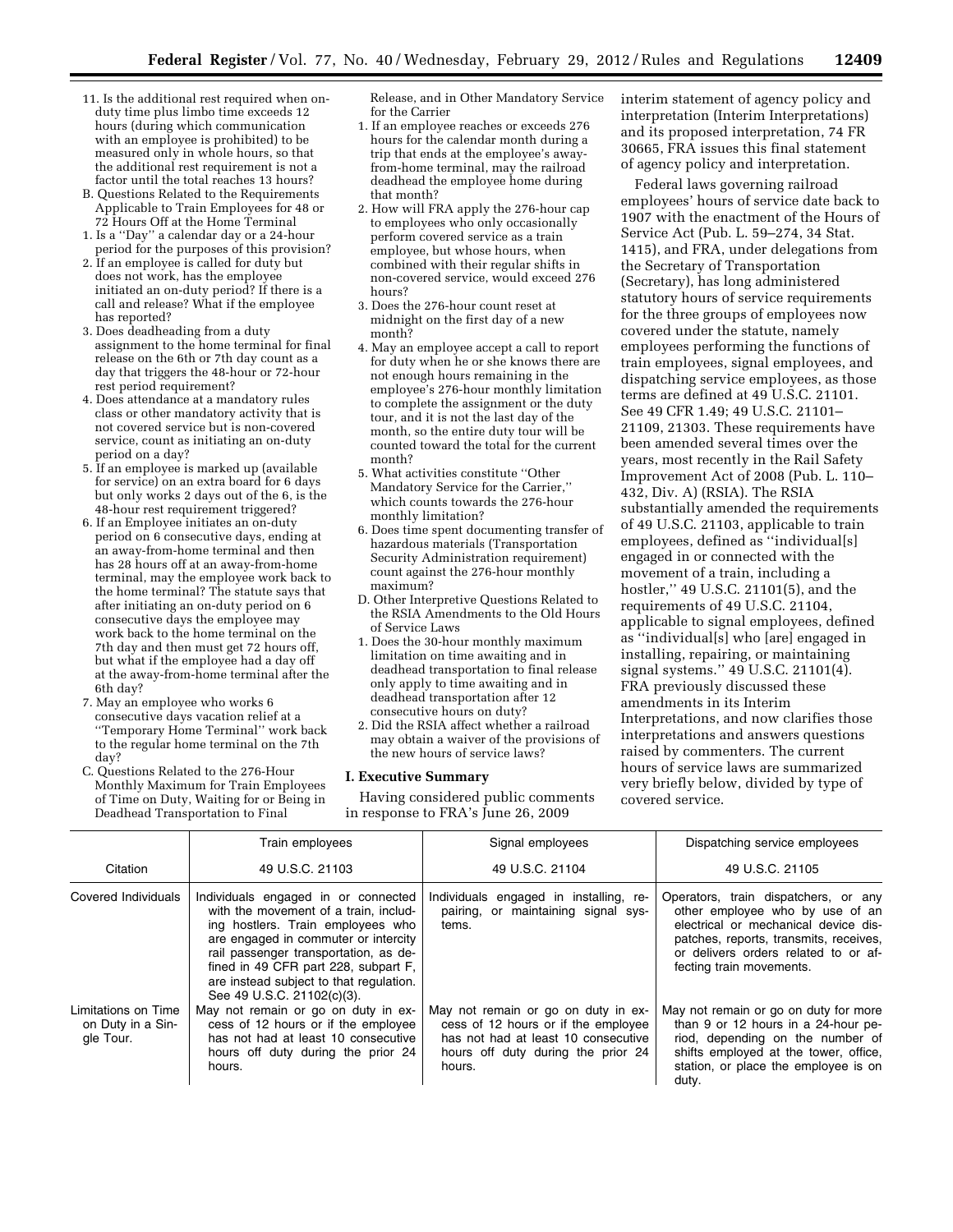11. Is the additional rest required when on-duty time plus limbo time exceeds 12 hours (during which communication with an employee is prohibited) to be measured only in whole hours, so that the additional rest requirement is not a factor until the total reaches 13 hours?

B. Questions Related to the Requirements Applicable to Train Employees for 48 or 72 Hours Off at the Home Terminal

1. Is a ''Day'' a calendar day or a 24-hour period for the purposes of this provision?
2. If an employee is called for duty but does not work, has the employee initiated an on-duty period? If there is a call and release? What if the employee has reported?
3. Does deadheading from a duty assignment to the home terminal for final release on the 6th or 7th day count as a day that triggers the 48-hour or 72-hour rest period requirement?
4. Does attendance at a mandatory rules class or other mandatory activity that is not covered service but is non-covered service, count as initiating an on-duty period on a day?
5. If an employee is marked up (available for service) on an extra board for 6 days but only works 2 days out of the 6, is the 48-hour rest requirement triggered?
6. If an Employee initiates an on-duty period on 6 consecutive days, ending at an away-from-home terminal and then has 28 hours off at an away-from-home terminal, may the employee work back to the home terminal? The statute says that after initiating an on-duty period on 6 consecutive days the employee may work back to the home terminal on the 7th day and then must get 72 hours off, but what if the employee had a day off at the away-from-home terminal after the 6th day?
7. May an employee who works 6 consecutive days vacation relief at a ''Temporary Home Terminal'' work back to the regular home terminal on the 7th day?

C. Questions Related to the 276-Hour Monthly Maximum for Train Employees of Time on Duty, Waiting for or Being in Deadhead Transportation to Final Release, and in Other Mandatory Service for the Carrier

1. If an employee reaches or exceeds 276 hours for the calendar month during a trip that ends at the employee's away-from-home terminal, may the railroad deadhead the employee home during that month?
2. How will FRA apply the 276-hour cap to employees who only occasionally perform covered service as a train employee, but whose hours, when combined with their regular shifts in non-covered service, would exceed 276 hours?
3. Does the 276-hour count reset at midnight on the first day of a new month?
4. May an employee accept a call to report for duty when he or she knows there are not enough hours remaining in the employee's 276-hour monthly limitation to complete the assignment or the duty tour, and it is not the last day of the month, so the entire duty tour will be counted toward the total for the current month?
5. What activities constitute ''Other Mandatory Service for the Carrier,'' which counts towards the 276-hour monthly limitation?
6. Does time spent documenting transfer of hazardous materials (Transportation Security Administration requirement) count against the 276-hour monthly maximum?

D. Other Interpretive Questions Related to the RSIA Amendments to the Old Hours of Service Laws

1. Does the 30-hour monthly maximum limitation on time awaiting and in deadhead transportation to final release only apply to time awaiting and in deadhead transportation after 12 consecutive hours on duty?
2. Did the RSIA affect whether a railroad may obtain a waiver of the provisions of the new hours of service laws?

## I. Executive Summary

Having considered public comments in response to FRA's June 26, 2009 interim statement of agency policy and interpretation (Interim Interpretations) and its proposed interpretation, 74 FR 30665, FRA issues this final statement of agency policy and interpretation.

Federal laws governing railroad employees' hours of service date back to 1907 with the enactment of the Hours of Service Act (Pub. L. 59–274, 34 Stat. 1415), and FRA, under delegations from the Secretary of Transportation (Secretary), has long administered statutory hours of service requirements for the three groups of employees now covered under the statute, namely employees performing the functions of train employees, signal employees, and dispatching service employees, as those terms are defined at 49 U.S.C. 21101. See 49 CFR 1.49; 49 U.S.C. 21101–21109, 21303. These requirements have been amended several times over the years, most recently in the Rail Safety Improvement Act of 2008 (Pub. L. 110–432, Div. A) (RSIA). The RSIA substantially amended the requirements of 49 U.S.C. 21103, applicable to train employees, defined as ''individual[s] engaged in or connected with the movement of a train, including a hostler,'' 49 U.S.C. 21101(5), and the requirements of 49 U.S.C. 21104, applicable to signal employees, defined as ''individual[s] who [are] engaged in installing, repairing, or maintaining signal systems.'' 49 U.S.C. 21101(4). FRA previously discussed these amendments in its Interim Interpretations, and now clarifies those interpretations and answers questions raised by commenters. The current hours of service laws are summarized very briefly below, divided by type of covered service.

| | Train employees | Signal employees | Dispatching service employees |
|---|---|---|---|
| Citation | 49 U.S.C. 21103 | 49 U.S.C. 21104 | 49 U.S.C. 21105 |
| Covered Individuals | Individuals engaged in or connected with the movement of a train, including hostlers. Train employees who are engaged in commuter or intercity rail passenger transportation, as defined in 49 CFR part 228, subpart F, are instead subject to that regulation. See 49 U.S.C. 21102(c)(3). | Individuals engaged in installing, repairing, or maintaining signal systems. | Operators, train dispatchers, or any other employee who by use of an electrical or mechanical device dispatches, reports, transmits, receives, or delivers orders related to or affecting train movements. |
| Limitations on Time on Duty in a Single Tour. | May not remain or go on duty in excess of 12 hours or if the employee has not had at least 10 consecutive hours off duty during the prior 24 hours. | May not remain or go on duty in excess of 12 hours or if the employee has not had at least 10 consecutive hours off duty during the prior 24 hours. | May not remain or go on duty for more than 9 or 12 hours in a 24-hour period, depending on the number of shifts employed at the tower, office, station, or place the employee is on duty. |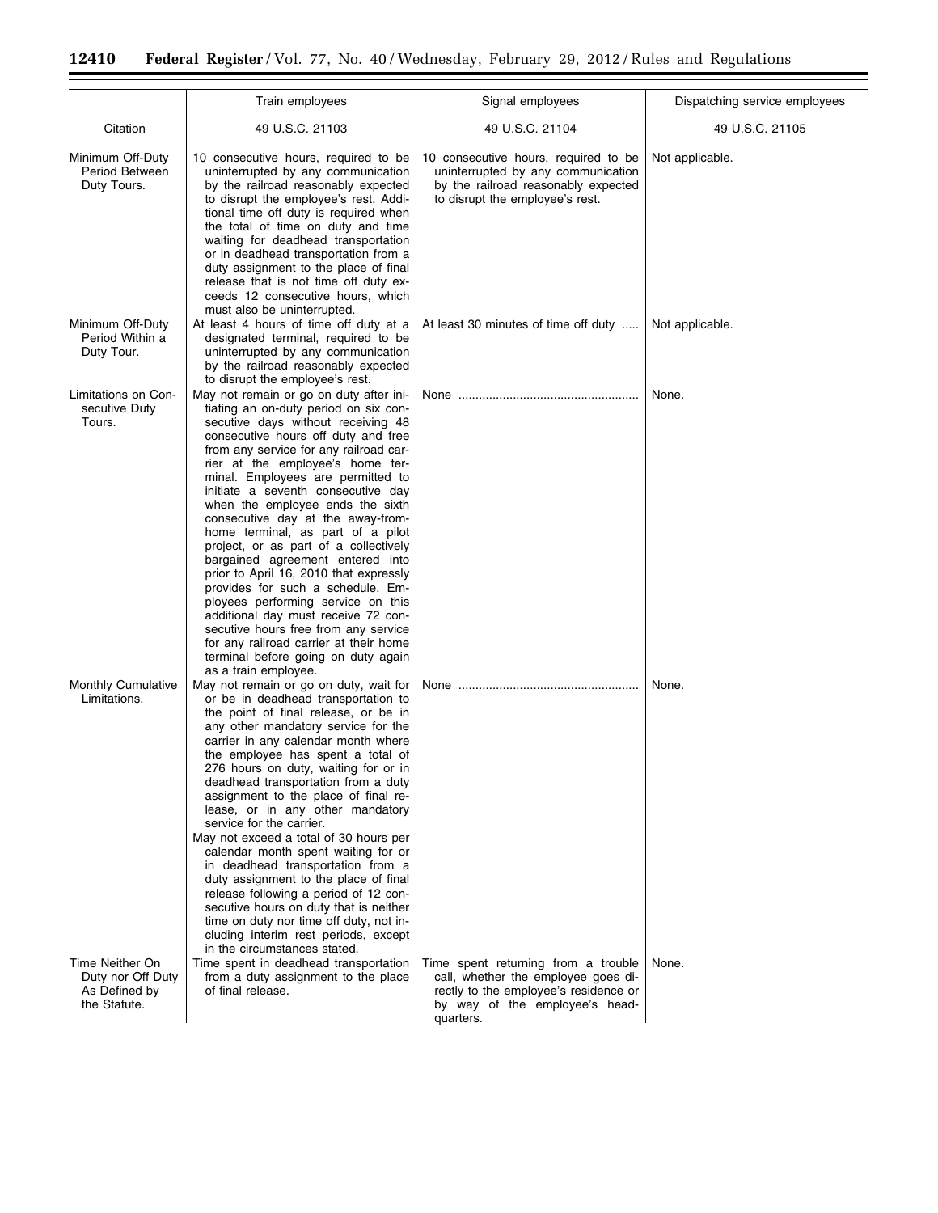| | Train employees | Signal employees | Dispatching service employees |
|---|---|---|---|
| Citation | 49 U.S.C. 21103 | 49 U.S.C. 21104 | 49 U.S.C. 21105 |
| Minimum Off-Duty Period Between Duty Tours. | 10 consecutive hours, required to be uninterrupted by any communication by the railroad reasonably expected to disrupt the employee's rest. Additional time off duty is required when the total of time on duty and time waiting for deadhead transportation or in deadhead transportation from a duty assignment to the place of final release that is not time off duty exceeds 12 consecutive hours, which must also be uninterrupted. | 10 consecutive hours, required to be uninterrupted by any communication by the railroad reasonably expected to disrupt the employee's rest. | Not applicable. |
| Minimum Off-Duty Period Within a Duty Tour. | At least 4 hours of time off duty at a designated terminal, required to be uninterrupted by any communication by the railroad reasonably expected to disrupt the employee's rest. | At least 30 minutes of time off duty | Not applicable. |
| Limitations on Consecutive Duty Tours. | May not remain or go on duty after initiating an on-duty period on six consecutive days without receiving 48 consecutive hours off duty and free from any service for any railroad carrier at the employee's home terminal. Employees are permitted to initiate a seventh consecutive day when the employee ends the sixth consecutive day at the away-from-home terminal, as part of a pilot project, or as part of a collectively bargained agreement entered into prior to April 16, 2010 that expressly provides for such a schedule. Employees performing service on this additional day must receive 72 consecutive hours free from any service for any railroad carrier at their home terminal before going on duty again as a train employee. | None | None. |
| Monthly Cumulative Limitations. | May not remain or go on duty, wait for or be in deadhead transportation to the point of final release, or be in any other mandatory service for the carrier in any calendar month where the employee has spent a total of 276 hours on duty, waiting for or in deadhead transportation from a duty assignment to the place of final release, or in any other mandatory service for the carrier.<br>May not exceed a total of 30 hours per calendar month spent waiting for or in deadhead transportation from a duty assignment to the place of final release following a period of 12 consecutive hours on duty that is neither time on duty nor time off duty, not including interim rest periods, except in the circumstances stated. | None | None. |
| Time Neither On Duty nor Off Duty As Defined by the Statute. | Time spent in deadhead transportation from a duty assignment to the place of final release. | Time spent returning from a trouble call, whether the employee goes directly to the employee's residence or by way of the employee's headquarters. | None. |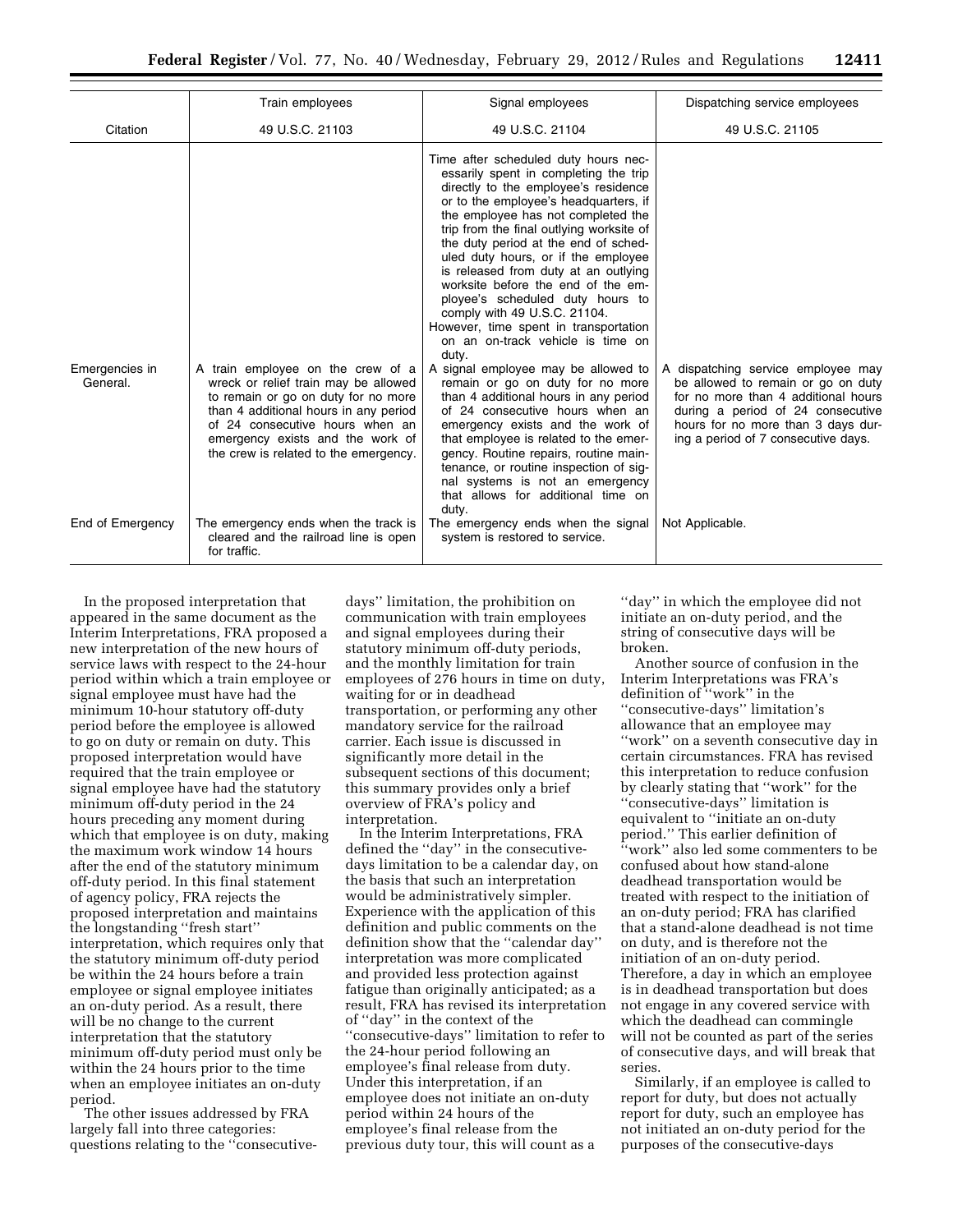| | Train employees | Signal employees | Dispatching service employees |
|---|---|---|---|
| Citation | 49 U.S.C. 21103 | 49 U.S.C. 21104 | 49 U.S.C. 21105 |
| | | Time after scheduled duty hours necessarily spent in completing the trip directly to the employee's residence or to the employee's headquarters, if the employee has not completed the trip from the final outlying worksite of the duty period at the end of scheduled duty hours, or if the employee is released from duty at an outlying worksite before the end of the employee's scheduled duty hours to comply with 49 U.S.C. 21104. However, time spent in transportation on an on-track vehicle is time on duty. | |
| Emergencies in General. | A train employee on the crew of a wreck or relief train may be allowed to remain or go on duty for no more than 4 additional hours in any period of 24 consecutive hours when an emergency exists and the work of the crew is related to the emergency. | A signal employee may be allowed to remain or go on duty for no more than 4 additional hours in any period of 24 consecutive hours when an emergency exists and the work of that employee is related to the emergency. Routine repairs, routine maintenance, or routine inspection of signal systems is not an emergency that allows for additional time on duty. | A dispatching service employee may be allowed to remain or go on duty for no more than 4 additional hours during a period of 24 consecutive hours for no more than 3 days during a period of 7 consecutive days. |
| End of Emergency | The emergency ends when the track is cleared and the railroad line is open for traffic. | The emergency ends when the signal system is restored to service. | Not Applicable. |

In the proposed interpretation that appeared in the same document as the Interim Interpretations, FRA proposed a new interpretation of the new hours of service laws with respect to the 24-hour period within which a train employee or signal employee must have had the minimum 10-hour statutory off-duty period before the employee is allowed to go on duty or remain on duty. This proposed interpretation would have required that the train employee or signal employee have had the statutory minimum off-duty period in the 24 hours preceding any moment during which that employee is on duty, making the maximum work window 14 hours after the end of the statutory minimum off-duty period. In this final statement of agency policy, FRA rejects the proposed interpretation and maintains the longstanding ''fresh start'' interpretation, which requires only that the statutory minimum off-duty period be within the 24 hours before a train employee or signal employee initiates an on-duty period. As a result, there will be no change to the current interpretation that the statutory minimum off-duty period must only be within the 24 hours prior to the time when an employee initiates an on-duty period.

The other issues addressed by FRA largely fall into three categories: questions relating to the ''consecutive-days'' limitation, the prohibition on communication with train employees and signal employees during their statutory minimum off-duty periods, and the monthly limitation for train employees of 276 hours in time on duty, waiting for or in deadhead transportation, or performing any other mandatory service for the railroad carrier. Each issue is discussed in significantly more detail in the subsequent sections of this document; this summary provides only a brief overview of FRA's policy and interpretation.

In the Interim Interpretations, FRA defined the ''day'' in the consecutive-days limitation to be a calendar day, on the basis that such an interpretation would be administratively simpler. Experience with the application of this definition and public comments on the definition show that the ''calendar day'' interpretation was more complicated and provided less protection against fatigue than originally anticipated; as a result, FRA has revised its interpretation of ''day'' in the context of the ''consecutive-days'' limitation to refer to the 24-hour period following an employee's final release from duty. Under this interpretation, if an employee does not initiate an on-duty period within 24 hours of the employee's final release from the previous duty tour, this will count as a ''day'' in which the employee did not initiate an on-duty period, and the string of consecutive days will be broken.

Another source of confusion in the Interim Interpretations was FRA's definition of ''work'' in the ''consecutive-days'' limitation's allowance that an employee may ''work'' on a seventh consecutive day in certain circumstances. FRA has revised this interpretation to reduce confusion by clearly stating that ''work'' for the ''consecutive-days'' limitation is equivalent to ''initiate an on-duty period.'' This earlier definition of ''work'' also led some commenters to be confused about how stand-alone deadhead transportation would be treated with respect to the initiation of an on-duty period; FRA has clarified that a stand-alone deadhead is not time on duty, and is therefore not the initiation of an on-duty period. Therefore, a day in which an employee is in deadhead transportation but does not engage in any covered service with which the deadhead can commingle will not be counted as part of the series of consecutive days, and will break that series.

Similarly, if an employee is called to report for duty, but does not actually report for duty, such an employee has not initiated an on-duty period for the purposes of the consecutive-days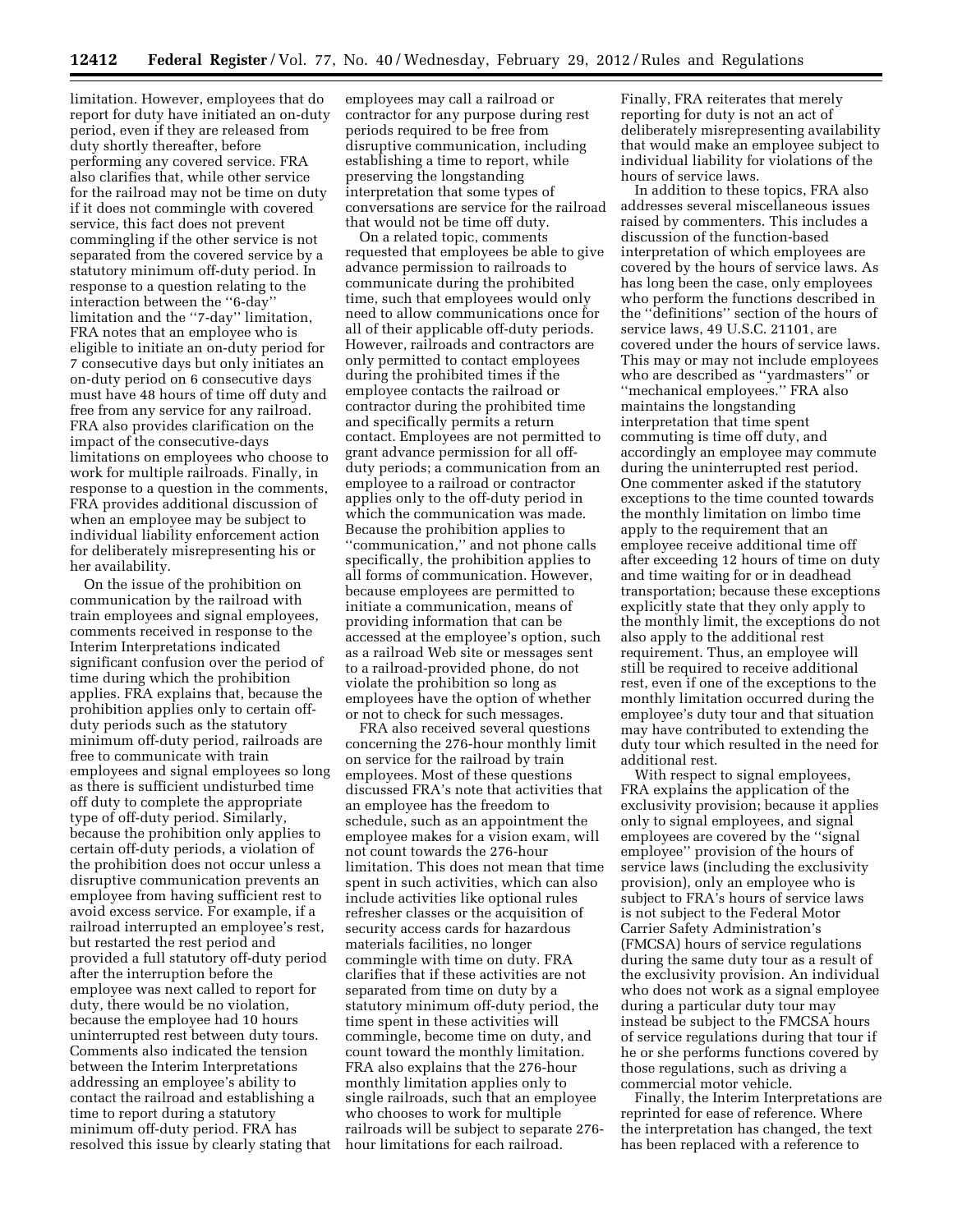limitation. However, employees that do report for duty have initiated an on-duty period, even if they are released from duty shortly thereafter, before performing any covered service. FRA also clarifies that, while other service for the railroad may not be time on duty if it does not commingle with covered service, this fact does not prevent commingling if the other service is not separated from the covered service by a statutory minimum off-duty period. In response to a question relating to the interaction between the ''6-day'' limitation and the ''7-day'' limitation, FRA notes that an employee who is eligible to initiate an on-duty period for 7 consecutive days but only initiates an on-duty period on 6 consecutive days must have 48 hours of time off duty and free from any service for any railroad. FRA also provides clarification on the impact of the consecutive-days limitations on employees who choose to work for multiple railroads. Finally, in response to a question in the comments, FRA provides additional discussion of when an employee may be subject to individual liability enforcement action for deliberately misrepresenting his or her availability.

On the issue of the prohibition on communication by the railroad with train employees and signal employees, comments received in response to the Interim Interpretations indicated significant confusion over the period of time during which the prohibition applies. FRA explains that, because the prohibition applies only to certain off-duty periods such as the statutory minimum off-duty period, railroads are free to communicate with train employees and signal employees so long as there is sufficient undisturbed time off duty to complete the appropriate type of off-duty period. Similarly, because the prohibition only applies to certain off-duty periods, a violation of the prohibition does not occur unless a disruptive communication prevents an employee from having sufficient rest to avoid excess service. For example, if a railroad interrupted an employee's rest, but restarted the rest period and provided a full statutory off-duty period after the interruption before the employee was next called to report for duty, there would be no violation, because the employee had 10 hours uninterrupted rest between duty tours. Comments also indicated the tension between the Interim Interpretations addressing an employee's ability to contact the railroad and establishing a time to report during a statutory minimum off-duty period. FRA has resolved this issue by clearly stating that employees may call a railroad or contractor for any purpose during rest periods required to be free from disruptive communication, including establishing a time to report, while preserving the longstanding interpretation that some types of conversations are service for the railroad that would not be time off duty.

On a related topic, comments requested that employees be able to give advance permission to railroads to communicate during the prohibited time, such that employees would only need to allow communications once for all of their applicable off-duty periods. However, railroads and contractors are only permitted to contact employees during the prohibited times if the employee contacts the railroad or contractor during the prohibited time and specifically permits a return contact. Employees are not permitted to grant advance permission for all off-duty periods; a communication from an employee to a railroad or contractor applies only to the off-duty period in which the communication was made. Because the prohibition applies to ''communication,'' and not phone calls specifically, the prohibition applies to all forms of communication. However, because employees are permitted to initiate a communication, means of providing information that can be accessed at the employee's option, such as a railroad Web site or messages sent to a railroad-provided phone, do not violate the prohibition so long as employees have the option of whether or not to check for such messages.

FRA also received several questions concerning the 276-hour monthly limit on service for the railroad by train employees. Most of these questions discussed FRA's note that activities that an employee has the freedom to schedule, such as an appointment the employee makes for a vision exam, will not count towards the 276-hour limitation. This does not mean that time spent in such activities, which can also include activities like optional rules refresher classes or the acquisition of security access cards for hazardous materials facilities, no longer commingle with time on duty. FRA clarifies that if these activities are not separated from time on duty by a statutory minimum off-duty period, the time spent in these activities will commingle, become time on duty, and count toward the monthly limitation. FRA also explains that the 276-hour monthly limitation applies only to single railroads, such that an employee who chooses to work for multiple railroads will be subject to separate 276-hour limitations for each railroad.

Finally, FRA reiterates that merely reporting for duty is not an act of deliberately misrepresenting availability that would make an employee subject to individual liability for violations of the hours of service laws.

In addition to these topics, FRA also addresses several miscellaneous issues raised by commenters. This includes a discussion of the function-based interpretation of which employees are covered by the hours of service laws. As has long been the case, only employees who perform the functions described in the ''definitions'' section of the hours of service laws, 49 U.S.C. 21101, are covered under the hours of service laws. This may or may not include employees who are described as ''yardmasters'' or ''mechanical employees.'' FRA also maintains the longstanding interpretation that time spent commuting is time off duty, and accordingly an employee may commute during the uninterrupted rest period. One commenter asked if the statutory exceptions to the time counted towards the monthly limitation on limbo time apply to the requirement that an employee receive additional time off after exceeding 12 hours of time on duty and time waiting for or in deadhead transportation; because these exceptions explicitly state that they only apply to the monthly limit, the exceptions do not also apply to the additional rest requirement. Thus, an employee will still be required to receive additional rest, even if one of the exceptions to the monthly limitation occurred during the employee's duty tour and that situation may have contributed to extending the duty tour which resulted in the need for additional rest.

With respect to signal employees, FRA explains the application of the exclusivity provision; because it applies only to signal employees, and signal employees are covered by the ''signal employee'' provision of the hours of service laws (including the exclusivity provision), only an employee who is subject to FRA's hours of service laws is not subject to the Federal Motor Carrier Safety Administration's (FMCSA) hours of service regulations during the same duty tour as a result of the exclusivity provision. An individual who does not work as a signal employee during a particular duty tour may instead be subject to the FMCSA hours of service regulations during that tour if he or she performs functions covered by those regulations, such as driving a commercial motor vehicle.

Finally, the Interim Interpretations are reprinted for ease of reference. Where the interpretation has changed, the text has been replaced with a reference to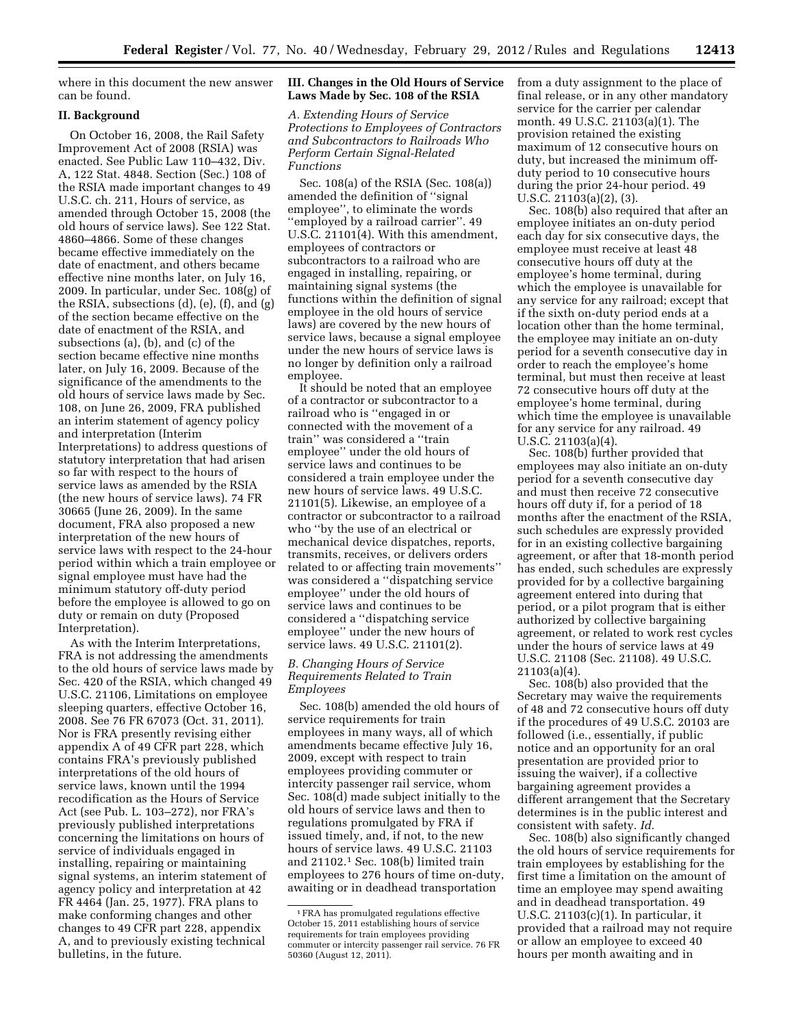where in this document the new answer can be found.

## II. Background

On October 16, 2008, the Rail Safety Improvement Act of 2008 (RSIA) was enacted. See Public Law 110–432, Div. A, 122 Stat. 4848. Section (Sec.) 108 of the RSIA made important changes to 49 U.S.C. ch. 211, Hours of service, as amended through October 15, 2008 (the old hours of service laws). See 122 Stat. 4860–4866. Some of these changes became effective immediately on the date of enactment, and others became effective nine months later, on July 16, 2009. In particular, under Sec. 108(g) of the RSIA, subsections (d), (e), (f), and (g) of the section became effective on the date of enactment of the RSIA, and subsections (a), (b), and (c) of the section became effective nine months later, on July 16, 2009. Because of the significance of the amendments to the old hours of service laws made by Sec. 108, on June 26, 2009, FRA published an interim statement of agency policy and interpretation (Interim Interpretations) to address questions of statutory interpretation that had arisen so far with respect to the hours of service laws as amended by the RSIA (the new hours of service laws). 74 FR 30665 (June 26, 2009). In the same document, FRA also proposed a new interpretation of the new hours of service laws with respect to the 24-hour period within which a train employee or signal employee must have had the minimum statutory off-duty period before the employee is allowed to go on duty or remain on duty (Proposed Interpretation).

As with the Interim Interpretations, FRA is not addressing the amendments to the old hours of service laws made by Sec. 420 of the RSIA, which changed 49 U.S.C. 21106, Limitations on employee sleeping quarters, effective October 16, 2008. See 76 FR 67073 (Oct. 31, 2011). Nor is FRA presently revising either appendix A of 49 CFR part 228, which contains FRA's previously published interpretations of the old hours of service laws, known until the 1994 recodification as the Hours of Service Act (see Pub. L. 103–272), nor FRA's previously published interpretations concerning the limitations on hours of service of individuals engaged in installing, repairing or maintaining signal systems, an interim statement of agency policy and interpretation at 42 FR 4464 (Jan. 25, 1977). FRA plans to make conforming changes and other changes to 49 CFR part 228, appendix A, and to previously existing technical bulletins, in the future.

## III. Changes in the Old Hours of Service Laws Made by Sec. 108 of the RSIA

### *A. Extending Hours of Service Protections to Employees of Contractors and Subcontractors to Railroads Who Perform Certain Signal-Related Functions*

Sec. 108(a) of the RSIA (Sec. 108(a)) amended the definition of ''signal employee'', to eliminate the words ''employed by a railroad carrier''. 49 U.S.C. 21101(4). With this amendment, employees of contractors or subcontractors to a railroad who are engaged in installing, repairing, or maintaining signal systems (the functions within the definition of signal employee in the old hours of service laws) are covered by the new hours of service laws, because a signal employee under the new hours of service laws is no longer by definition only a railroad employee.

It should be noted that an employee of a contractor or subcontractor to a railroad who is ''engaged in or connected with the movement of a train'' was considered a ''train employee'' under the old hours of service laws and continues to be considered a train employee under the new hours of service laws. 49 U.S.C. 21101(5). Likewise, an employee of a contractor or subcontractor to a railroad who ''by the use of an electrical or mechanical device dispatches, reports, transmits, receives, or delivers orders related to or affecting train movements'' was considered a ''dispatching service employee'' under the old hours of service laws and continues to be considered a ''dispatching service employee'' under the new hours of service laws. 49 U.S.C. 21101(2).

### *B. Changing Hours of Service Requirements Related to Train Employees*

Sec. 108(b) amended the old hours of service requirements for train employees in many ways, all of which amendments became effective July 16, 2009, except with respect to train employees providing commuter or intercity passenger rail service, whom Sec. 108(d) made subject initially to the old hours of service laws and then to regulations promulgated by FRA if issued timely, and, if not, to the new hours of service laws. 49 U.S.C. 21103 and 21102.[1] Sec. 108(b) limited train employees to 276 hours of time on-duty, awaiting or in deadhead transportation from a duty assignment to the place of final release, or in any other mandatory service for the carrier per calendar month. 49 U.S.C. 21103(a)(1). The provision retained the existing maximum of 12 consecutive hours on duty, but increased the minimum off-duty period to 10 consecutive hours during the prior 24-hour period. 49 U.S.C. 21103(a)(2), (3).

Sec. 108(b) also required that after an employee initiates an on-duty period each day for six consecutive days, the employee must receive at least 48 consecutive hours off duty at the employee's home terminal, during which the employee is unavailable for any service for any railroad; except that if the sixth on-duty period ends at a location other than the home terminal, the employee may initiate an on-duty period for a seventh consecutive day in order to reach the employee's home terminal, but must then receive at least 72 consecutive hours off duty at the employee's home terminal, during which time the employee is unavailable for any service for any railroad. 49 U.S.C. 21103(a)(4).

Sec. 108(b) further provided that employees may also initiate an on-duty period for a seventh consecutive day and must then receive 72 consecutive hours off duty if, for a period of 18 months after the enactment of the RSIA, such schedules are expressly provided for in an existing collective bargaining agreement, or after that 18-month period has ended, such schedules are expressly provided for by a collective bargaining agreement entered into during that period, or a pilot program that is either authorized by collective bargaining agreement, or related to work rest cycles under the hours of service laws at 49 U.S.C. 21108 (Sec. 21108). 49 U.S.C. 21103(a)(4).

Sec. 108(b) also provided that the Secretary may waive the requirements of 48 and 72 consecutive hours off duty if the procedures of 49 U.S.C. 20103 are followed (i.e., essentially, if public notice and an opportunity for an oral presentation are provided prior to issuing the waiver), if a collective bargaining agreement provides a different arrangement that the Secretary determines is in the public interest and consistent with safety. *Id.*

Sec. 108(b) also significantly changed the old hours of service requirements for train employees by establishing for the first time a limitation on the amount of time an employee may spend awaiting and in deadhead transportation. 49 U.S.C. 21103(c)(1). In particular, it provided that a railroad may not require or allow an employee to exceed 40 hours per month awaiting and in

---

[1] FRA has promulgated regulations effective October 15, 2011 establishing hours of service requirements for train employees providing commuter or intercity passenger rail service. 76 FR 50360 (August 12, 2011).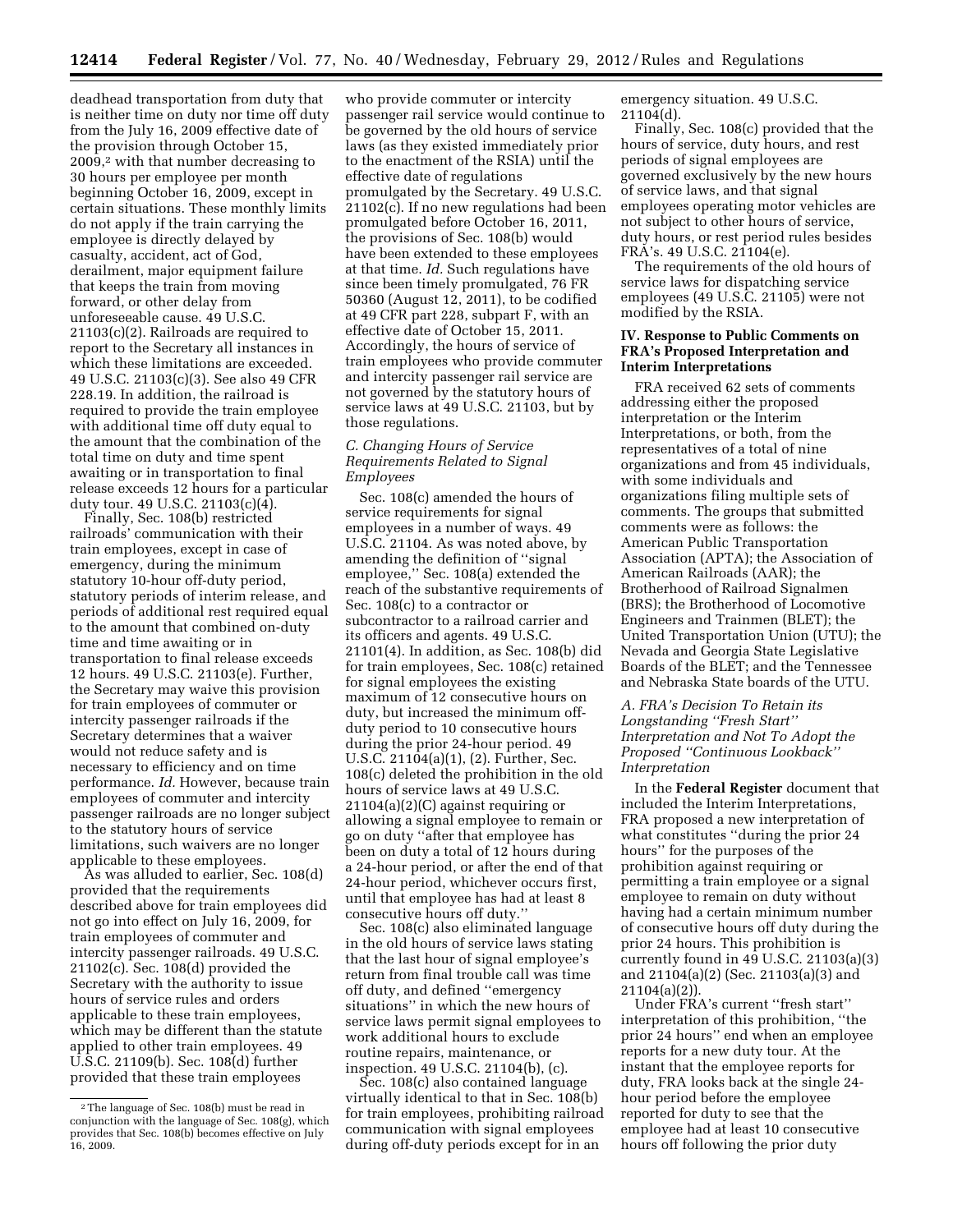deadhead transportation from duty that is neither time on duty nor time off duty from the July 16, 2009 effective date of the provision through October 15, 2009,[2] with that number decreasing to 30 hours per employee per month beginning October 16, 2009, except in certain situations. These monthly limits do not apply if the train carrying the employee is directly delayed by casualty, accident, act of God, derailment, major equipment failure that keeps the train from moving forward, or other delay from unforeseeable cause. 49 U.S.C. 21103(c)(2). Railroads are required to report to the Secretary all instances in which these limitations are exceeded. 49 U.S.C. 21103(c)(3). See also 49 CFR 228.19. In addition, the railroad is required to provide the train employee with additional time off duty equal to the amount that the combination of the total time on duty and time spent awaiting or in transportation to final release exceeds 12 hours for a particular duty tour. 49 U.S.C. 21103(c)(4).

Finally, Sec. 108(b) restricted railroads' communication with their train employees, except in case of emergency, during the minimum statutory 10-hour off-duty period, statutory periods of interim release, and periods of additional rest required equal to the amount that combined on-duty time and time awaiting or in transportation to final release exceeds 12 hours. 49 U.S.C. 21103(e). Further, the Secretary may waive this provision for train employees of commuter or intercity passenger railroads if the Secretary determines that a waiver would not reduce safety and is necessary to efficiency and on time performance. *Id.* However, because train employees of commuter and intercity passenger railroads are no longer subject to the statutory hours of service limitations, such waivers are no longer applicable to these employees.

As was alluded to earlier, Sec. 108(d) provided that the requirements described above for train employees did not go into effect on July 16, 2009, for train employees of commuter and intercity passenger railroads. 49 U.S.C. 21102(c). Sec. 108(d) provided the Secretary with the authority to issue hours of service rules and orders applicable to these train employees, which may be different than the statute applied to other train employees. 49 U.S.C. 21109(b). Sec. 108(d) further provided that these train employees who provide commuter or intercity passenger rail service would continue to be governed by the old hours of service laws (as they existed immediately prior to the enactment of the RSIA) until the effective date of regulations promulgated by the Secretary. 49 U.S.C. 21102(c). If no new regulations had been promulgated before October 16, 2011, the provisions of Sec. 108(b) would have been extended to these employees at that time. *Id.* Such regulations have since been timely promulgated, 76 FR 50360 (August 12, 2011), to be codified at 49 CFR part 228, subpart F, with an effective date of October 15, 2011. Accordingly, the hours of service of train employees who provide commuter and intercity passenger rail service are not governed by the statutory hours of service laws at 49 U.S.C. 21103, but by those regulations.

### *C. Changing Hours of Service Requirements Related to Signal Employees*

Sec. 108(c) amended the hours of service requirements for signal employees in a number of ways. 49 U.S.C. 21104. As was noted above, by amending the definition of ''signal employee,'' Sec. 108(a) extended the reach of the substantive requirements of Sec. 108(c) to a contractor or subcontractor to a railroad carrier and its officers and agents. 49 U.S.C. 21101(4). In addition, as Sec. 108(b) did for train employees, Sec. 108(c) retained for signal employees the existing maximum of 12 consecutive hours on duty, but increased the minimum off-duty period to 10 consecutive hours during the prior 24-hour period. 49 U.S.C. 21104(a)(1), (2). Further, Sec. 108(c) deleted the prohibition in the old hours of service laws at 49 U.S.C. 21104(a)(2)(C) against requiring or allowing a signal employee to remain or go on duty ''after that employee has been on duty a total of 12 hours during a 24-hour period, or after the end of that 24-hour period, whichever occurs first, until that employee has had at least 8 consecutive hours off duty.''

Sec. 108(c) also eliminated language in the old hours of service laws stating that the last hour of signal employee's return from final trouble call was time off duty, and defined ''emergency situations'' in which the new hours of service laws permit signal employees to work additional hours to exclude routine repairs, maintenance, or inspection. 49 U.S.C. 21104(b), (c).

Sec. 108(c) also contained language virtually identical to that in Sec. 108(b) for train employees, prohibiting railroad communication with signal employees during off-duty periods except for in an emergency situation. 49 U.S.C. 21104(d).

Finally, Sec. 108(c) provided that the hours of service, duty hours, and rest periods of signal employees are governed exclusively by the new hours of service laws, and that signal employees operating motor vehicles are not subject to other hours of service, duty hours, or rest period rules besides FRA's. 49 U.S.C. 21104(e).

The requirements of the old hours of service laws for dispatching service employees (49 U.S.C. 21105) were not modified by the RSIA.

## IV. Response to Public Comments on FRA's Proposed Interpretation and Interim Interpretations

FRA received 62 sets of comments addressing either the proposed interpretation or the Interim Interpretations, or both, from the representatives of a total of nine organizations and from 45 individuals, with some individuals and organizations filing multiple sets of comments. The groups that submitted comments were as follows: the American Public Transportation Association (APTA); the Association of American Railroads (AAR); the Brotherhood of Railroad Signalmen (BRS); the Brotherhood of Locomotive Engineers and Trainmen (BLET); the United Transportation Union (UTU); the Nevada and Georgia State Legislative Boards of the BLET; and the Tennessee and Nebraska State boards of the UTU.

### *A. FRA's Decision To Retain its Longstanding ''Fresh Start'' Interpretation and Not To Adopt the Proposed ''Continuous Lookback'' Interpretation*

In the **Federal Register** document that included the Interim Interpretations, FRA proposed a new interpretation of what constitutes ''during the prior 24 hours'' for the purposes of the prohibition against requiring or permitting a train employee or a signal employee to remain on duty without having had a certain minimum number of consecutive hours off duty during the prior 24 hours. This prohibition is currently found in 49 U.S.C. 21103(a)(3) and 21104(a)(2) (Sec. 21103(a)(3) and 21104(a)(2)).

Under FRA's current ''fresh start'' interpretation of this prohibition, ''the prior 24 hours'' end when an employee reports for a new duty tour. At the instant that the employee reports for duty, FRA looks back at the single 24-hour period before the employee reported for duty to see that the employee had at least 10 consecutive hours off following the prior duty

[2] The language of Sec. 108(b) must be read in conjunction with the language of Sec. 108(g), which provides that Sec. 108(b) becomes effective on July 16, 2009.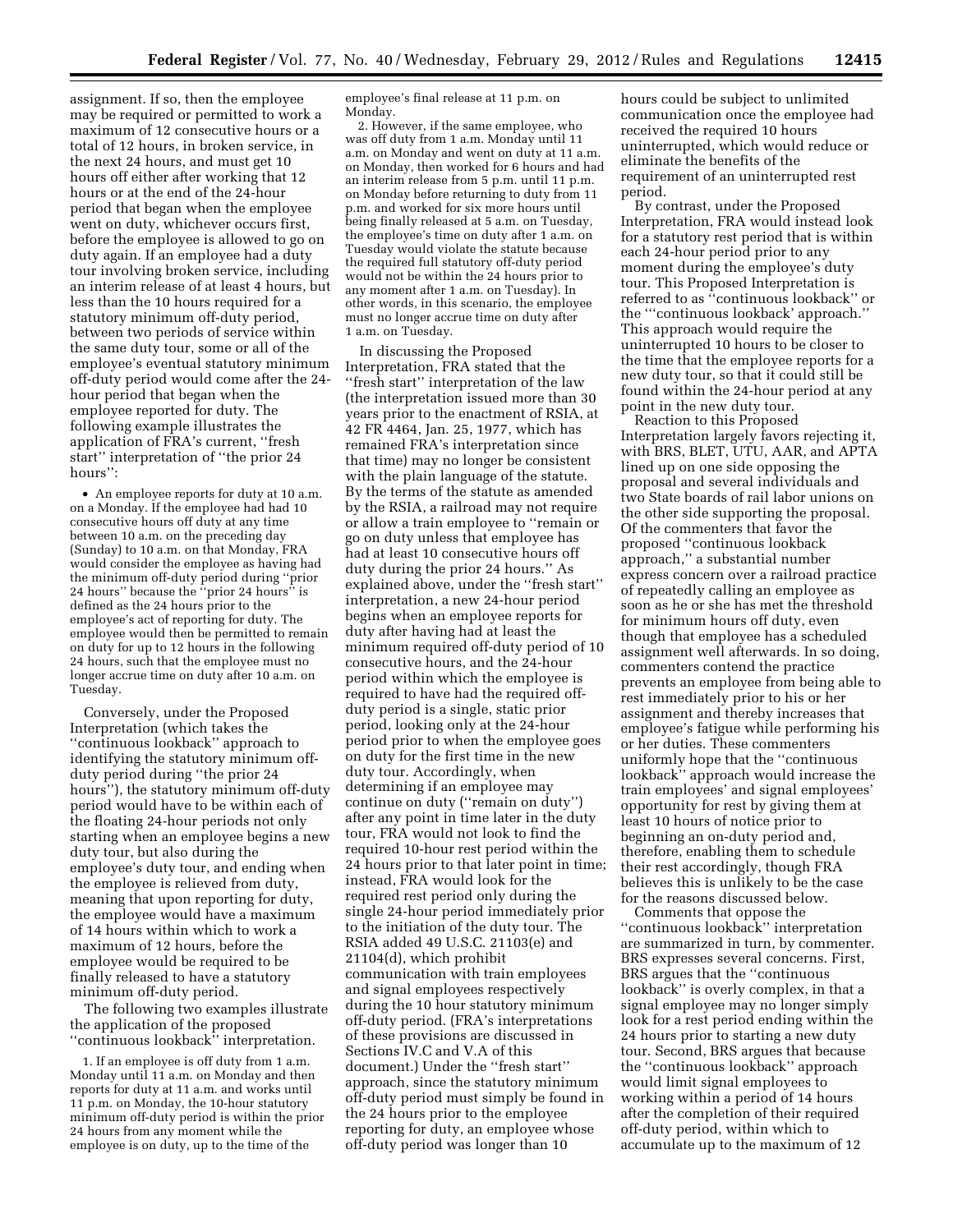assignment. If so, then the employee may be required or permitted to work a maximum of 12 consecutive hours or a total of 12 hours, in broken service, in the next 24 hours, and must get 10 hours off either after working that 12 hours or at the end of the 24-hour period that began when the employee went on duty, whichever occurs first, before the employee is allowed to go on duty again. If an employee had a duty tour involving broken service, including an interim release of at least 4 hours, but less than the 10 hours required for a statutory minimum off-duty period, between two periods of service within the same duty tour, some or all of the employee's eventual statutory minimum off-duty period would come after the 24-hour period that began when the employee reported for duty. The following example illustrates the application of FRA's current, "fresh start" interpretation of "the prior 24 hours":

- An employee reports for duty at 10 a.m. on a Monday. If the employee had had 10 consecutive hours off duty at any time between 10 a.m. on the preceding day (Sunday) to 10 a.m. on that Monday, FRA would consider the employee as having had the minimum off-duty period during "prior 24 hours" because the "prior 24 hours" is defined as the 24 hours prior to the employee's act of reporting for duty. The employee would then be permitted to remain on duty for up to 12 hours in the following 24 hours, such that the employee must no longer accrue time on duty after 10 a.m. on Tuesday.

Conversely, under the Proposed Interpretation (which takes the "continuous lookback" approach to identifying the statutory minimum off-duty period during "the prior 24 hours"), the statutory minimum off-duty period would have to be within each of the floating 24-hour periods not only starting when an employee begins a new duty tour, but also during the employee's duty tour, and ending when the employee is relieved from duty, meaning that upon reporting for duty, the employee would have a maximum of 14 hours within which to work a maximum of 12 hours, before the employee would be required to be finally released to have a statutory minimum off-duty period.

The following two examples illustrate the application of the proposed "continuous lookback" interpretation.

1. If an employee is off duty from 1 a.m. Monday until 11 a.m. on Monday and then reports for duty at 11 a.m. and works until 11 p.m. on Monday, the 10-hour statutory minimum off-duty period is within the prior 24 hours from any moment while the employee is on duty, up to the time of the employee's final release at 11 p.m. on Monday.

2. However, if the same employee, who was off duty from 1 a.m. Monday until 11 a.m. on Monday and went on duty at 11 a.m. on Monday, then worked for 6 hours and had an interim release from 5 p.m. until 11 p.m. on Monday before returning to duty from 11 p.m. and worked for six more hours until being finally released at 5 a.m. on Tuesday, the employee's time on duty after 1 a.m. on Tuesday would violate the statute because the required full statutory off-duty period would not be within the 24 hours prior to any moment after 1 a.m. on Tuesday). In other words, in this scenario, the employee must no longer accrue time on duty after 1 a.m. on Tuesday.

In discussing the Proposed Interpretation, FRA stated that the "fresh start" interpretation of the law (the interpretation issued more than 30 years prior to the enactment of RSIA, at 42 FR 4464, Jan. 25, 1977, which has remained FRA's interpretation since that time) may no longer be consistent with the plain language of the statute. By the terms of the statute as amended by the RSIA, a railroad may not require or allow a train employee to "remain or go on duty unless that employee has had at least 10 consecutive hours off duty during the prior 24 hours." As explained above, under the "fresh start" interpretation, a new 24-hour period begins when an employee reports for duty after having had at least the minimum required off-duty period of 10 consecutive hours, and the 24-hour period within which the employee is required to have had the required off-duty period is a single, static prior period, looking only at the 24-hour period prior to when the employee goes on duty for the first time in the new duty tour. Accordingly, when determining if an employee may continue on duty ("remain on duty") after any point in time later in the duty tour, FRA would not look to find the required 10-hour rest period within the 24 hours prior to that later point in time; instead, FRA would look for the required rest period only during the single 24-hour period immediately prior to the initiation of the duty tour. The RSIA added 49 U.S.C. 21103(e) and 21104(d), which prohibit communication with train employees and signal employees respectively during the 10 hour statutory minimum off-duty period. (FRA's interpretations of these provisions are discussed in Sections IV.C and V.A of this document.) Under the "fresh start" approach, since the statutory minimum off-duty period must simply be found in the 24 hours prior to the employee reporting for duty, an employee whose off-duty period was longer than 10 hours could be subject to unlimited communication once the employee had received the required 10 hours uninterrupted, which would reduce or eliminate the benefits of the requirement of an uninterrupted rest period.

By contrast, under the Proposed Interpretation, FRA would instead look for a statutory rest period that is within each 24-hour period prior to any moment during the employee's duty tour. This Proposed Interpretation is referred to as "continuous lookback" or the "'continuous lookback' approach." This approach would require the uninterrupted 10 hours to be closer to the time that the employee reports for a new duty tour, so that it could still be found within the 24-hour period at any point in the new duty tour.

Reaction to this Proposed Interpretation largely favors rejecting it, with BRS, BLET, UTU, AAR, and APTA lined up on one side opposing the proposal and several individuals and two State boards of rail labor unions on the other side supporting the proposal. Of the commenters that favor the proposed "continuous lookback approach," a substantial number express concern over a railroad practice of repeatedly calling an employee as soon as he or she has met the threshold for minimum hours off duty, even though that employee has a scheduled assignment well afterwards. In so doing, commenters contend the practice prevents an employee from being able to rest immediately prior to his or her assignment and thereby increases that employee's fatigue while performing his or her duties. These commenters uniformly hope that the "continuous lookback" approach would increase the train employees' and signal employees' opportunity for rest by giving them at least 10 hours of notice prior to beginning an on-duty period and, therefore, enabling them to schedule their rest accordingly, though FRA believes this is unlikely to be the case for the reasons discussed below.

Comments that oppose the "continuous lookback" interpretation are summarized in turn, by commenter. BRS expresses several concerns. First, BRS argues that the "continuous lookback" is overly complex, in that a signal employee may no longer simply look for a rest period ending within the 24 hours prior to starting a new duty tour. Second, BRS argues that because the "continuous lookback" approach would limit signal employees to working within a period of 14 hours after the completion of their required off-duty period, within which to accumulate up to the maximum of 12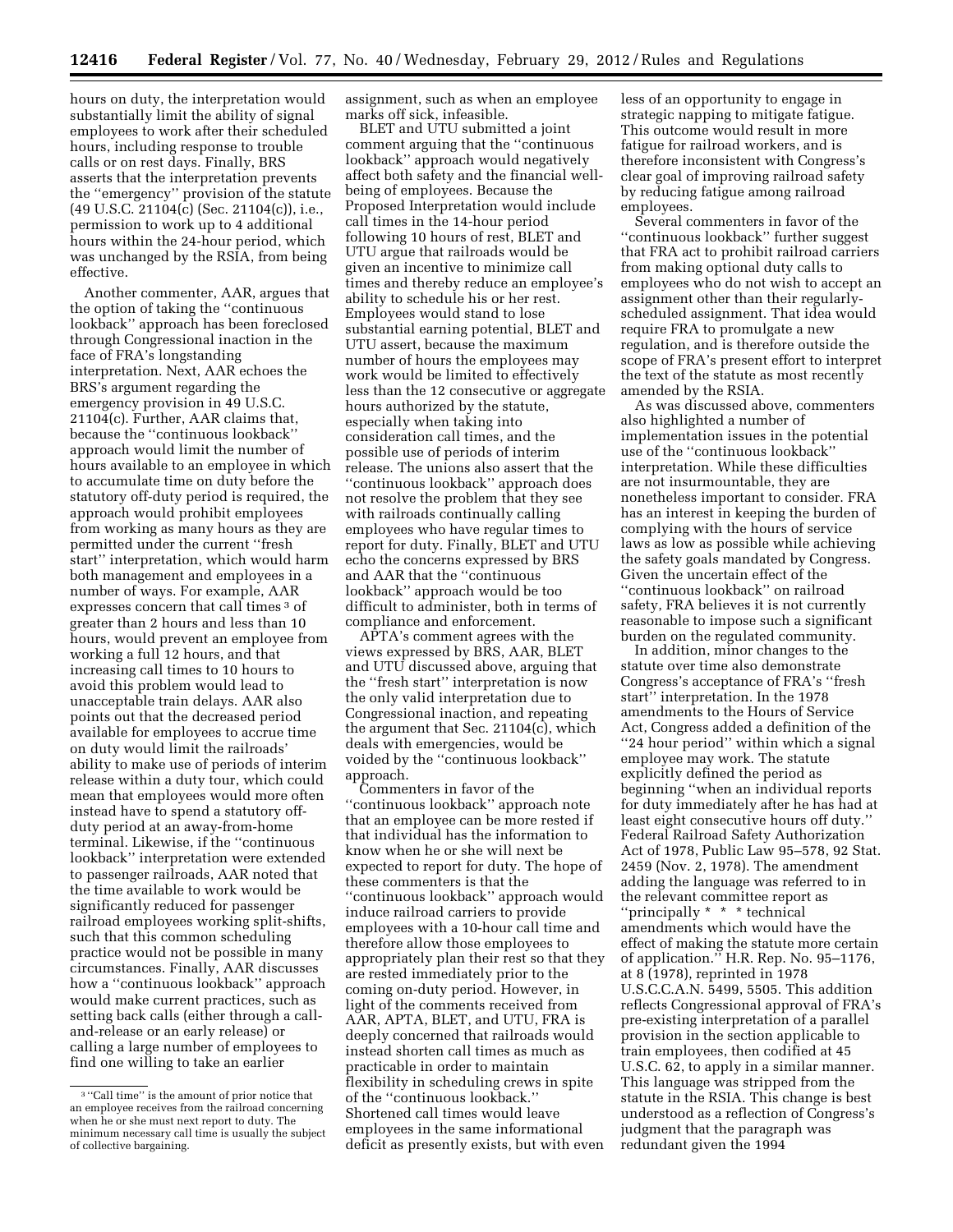hours on duty, the interpretation would substantially limit the ability of signal employees to work after their scheduled hours, including response to trouble calls or on rest days. Finally, BRS asserts that the interpretation prevents the ''emergency'' provision of the statute (49 U.S.C. 21104(c) (Sec. 21104(c)), i.e., permission to work up to 4 additional hours within the 24-hour period, which was unchanged by the RSIA, from being effective.

Another commenter, AAR, argues that the option of taking the ''continuous lookback'' approach has been foreclosed through Congressional inaction in the face of FRA's longstanding interpretation. Next, AAR echoes the BRS's argument regarding the emergency provision in 49 U.S.C. 21104(c). Further, AAR claims that, because the ''continuous lookback'' approach would limit the number of hours available to an employee in which to accumulate time on duty before the statutory off-duty period is required, the approach would prohibit employees from working as many hours as they are permitted under the current ''fresh start'' interpretation, which would harm both management and employees in a number of ways. For example, AAR expresses concern that call times [3] of greater than 2 hours and less than 10 hours, would prevent an employee from working a full 12 hours, and that increasing call times to 10 hours to avoid this problem would lead to unacceptable train delays. AAR also points out that the decreased period available for employees to accrue time on duty would limit the railroads' ability to make use of periods of interim release within a duty tour, which could mean that employees would more often instead have to spend a statutory off-duty period at an away-from-home terminal. Likewise, if the ''continuous lookback'' interpretation were extended to passenger railroads, AAR noted that the time available to work would be significantly reduced for passenger railroad employees working split-shifts, such that this common scheduling practice would not be possible in many circumstances. Finally, AAR discusses how a ''continuous lookback'' approach would make current practices, such as setting back calls (either through a call-and-release or an early release) or calling a large number of employees to find one willing to take an earlier assignment, such as when an employee marks off sick, infeasible.

BLET and UTU submitted a joint comment arguing that the ''continuous lookback'' approach would negatively affect both safety and the financial well-being of employees. Because the Proposed Interpretation would include call times in the 14-hour period following 10 hours of rest, BLET and UTU argue that railroads would be given an incentive to minimize call times and thereby reduce an employee's ability to schedule his or her rest. Employees would stand to lose substantial earning potential, BLET and UTU assert, because the maximum number of hours the employees may work would be limited to effectively less than the 12 consecutive or aggregate hours authorized by the statute, especially when taking into consideration call times, and the possible use of periods of interim release. The unions also assert that the ''continuous lookback'' approach does not resolve the problem that they see with railroads continually calling employees who have regular times to report for duty. Finally, BLET and UTU echo the concerns expressed by BRS and AAR that the ''continuous lookback'' approach would be too difficult to administer, both in terms of compliance and enforcement.

APTA's comment agrees with the views expressed by BRS, AAR, BLET and UTU discussed above, arguing that the ''fresh start'' interpretation is now the only valid interpretation due to Congressional inaction, and repeating the argument that Sec. 21104(c), which deals with emergencies, would be voided by the ''continuous lookback'' approach.

Commenters in favor of the ''continuous lookback'' approach note that an employee can be more rested if that individual has the information to know when he or she will next be expected to report for duty. The hope of these commenters is that the ''continuous lookback'' approach would induce railroad carriers to provide employees with a 10-hour call time and therefore allow those employees to appropriately plan their rest so that they are rested immediately prior to the coming on-duty period. However, in light of the comments received from AAR, APTA, BLET, and UTU, FRA is deeply concerned that railroads would instead shorten call times as much as practicable in order to maintain flexibility in scheduling crews in spite of the ''continuous lookback.'' Shortened call times would leave employees in the same informational deficit as presently exists, but with even less of an opportunity to engage in strategic napping to mitigate fatigue. This outcome would result in more fatigue for railroad workers, and is therefore inconsistent with Congress's clear goal of improving railroad safety by reducing fatigue among railroad employees.

Several commenters in favor of the ''continuous lookback'' further suggest that FRA act to prohibit railroad carriers from making optional duty calls to employees who do not wish to accept an assignment other than their regularly-scheduled assignment. That idea would require FRA to promulgate a new regulation, and is therefore outside the scope of FRA's present effort to interpret the text of the statute as most recently amended by the RSIA.

As was discussed above, commenters also highlighted a number of implementation issues in the potential use of the ''continuous lookback'' interpretation. While these difficulties are not insurmountable, they are nonetheless important to consider. FRA has an interest in keeping the burden of complying with the hours of service laws as low as possible while achieving the safety goals mandated by Congress. Given the uncertain effect of the ''continuous lookback'' on railroad safety, FRA believes it is not currently reasonable to impose such a significant burden on the regulated community.

In addition, minor changes to the statute over time also demonstrate Congress's acceptance of FRA's ''fresh start'' interpretation. In the 1978 amendments to the Hours of Service Act, Congress added a definition of the ''24 hour period'' within which a signal employee may work. The statute explicitly defined the period as beginning ''when an individual reports for duty immediately after he has had at least eight consecutive hours off duty.'' Federal Railroad Safety Authorization Act of 1978, Public Law 95–578, 92 Stat. 2459 (Nov. 2, 1978). The amendment adding the language was referred to in the relevant committee report as ''principally * * * technical amendments which would have the effect of making the statute more certain of application.'' H.R. Rep. No. 95–1176, at 8 (1978), reprinted in 1978 U.S.C.C.A.N. 5499, 5505. This addition reflects Congressional approval of FRA's pre-existing interpretation of a parallel provision in the section applicable to train employees, then codified at 45 U.S.C. 62, to apply in a similar manner. This language was stripped from the statute in the RSIA. This change is best understood as a reflection of Congress's judgment that the paragraph was redundant given the 1994

[3] ''Call time'' is the amount of prior notice that an employee receives from the railroad concerning when he or she must next report to duty. The minimum necessary call time is usually the subject of collective bargaining.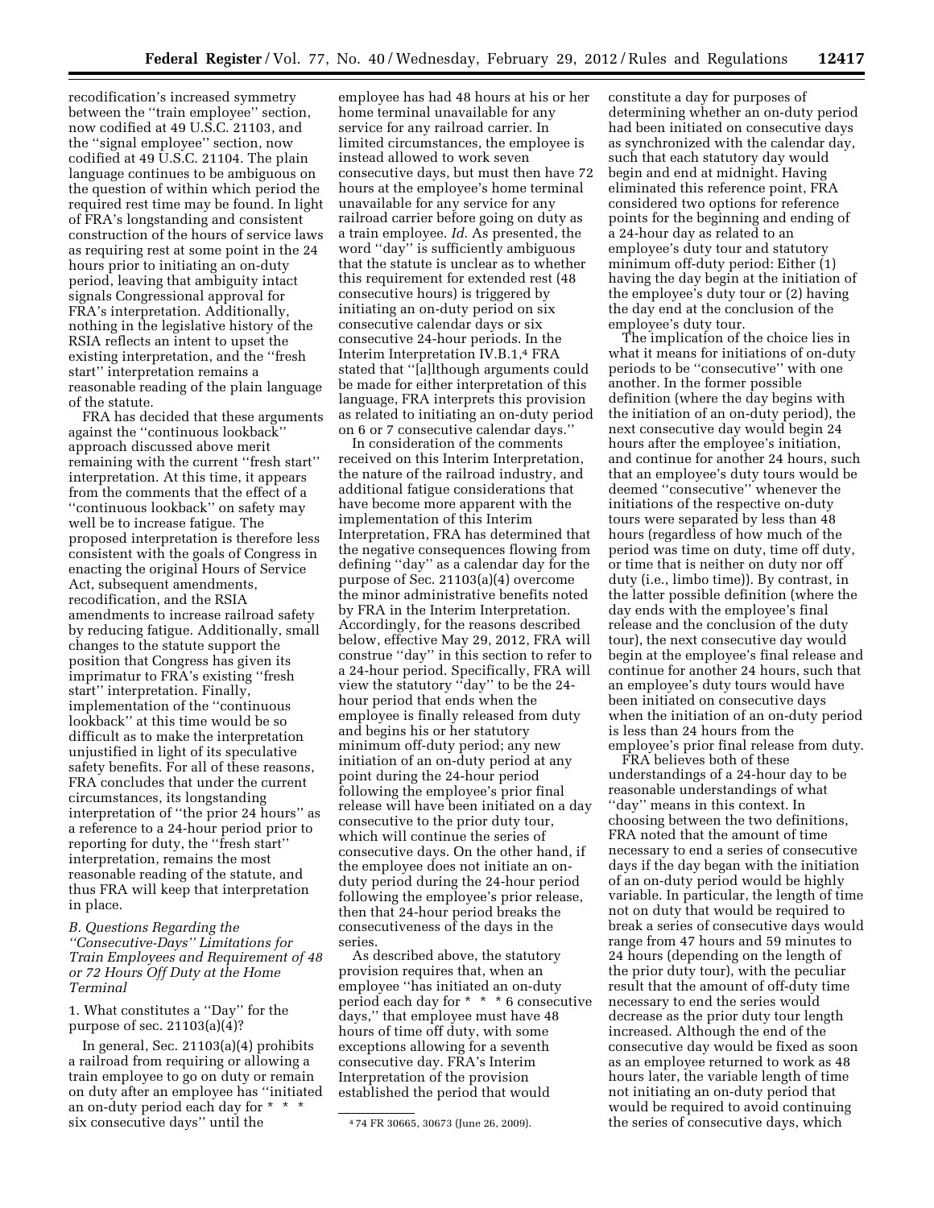recodification's increased symmetry between the ''train employee'' section, now codified at 49 U.S.C. 21103, and the ''signal employee'' section, now codified at 49 U.S.C. 21104. The plain language continues to be ambiguous on the question of within which period the required rest time may be found. In light of FRA's longstanding and consistent construction of the hours of service laws as requiring rest at some point in the 24 hours prior to initiating an on-duty period, leaving that ambiguity intact signals Congressional approval for FRA's interpretation. Additionally, nothing in the legislative history of the RSIA reflects an intent to upset the existing interpretation, and the ''fresh start'' interpretation remains a reasonable reading of the plain language of the statute.

FRA has decided that these arguments against the ''continuous lookback'' approach discussed above merit remaining with the current ''fresh start'' interpretation. At this time, it appears from the comments that the effect of a ''continuous lookback'' on safety may well be to increase fatigue. The proposed interpretation is therefore less consistent with the goals of Congress in enacting the original Hours of Service Act, subsequent amendments, recodification, and the RSIA amendments to increase railroad safety by reducing fatigue. Additionally, small changes to the statute support the position that Congress has given its imprimatur to FRA's existing ''fresh start'' interpretation. Finally, implementation of the ''continuous lookback'' at this time would be so difficult as to make the interpretation unjustified in light of its speculative safety benefits. For all of these reasons, FRA concludes that under the current circumstances, its longstanding interpretation of ''the prior 24 hours'' as a reference to a 24-hour period prior to reporting for duty, the ''fresh start'' interpretation, remains the most reasonable reading of the statute, and thus FRA will keep that interpretation in place.

### *B. Questions Regarding the ''Consecutive-Days'' Limitations for Train Employees and Requirement of 48 or 72 Hours Off Duty at the Home Terminal*

1. What constitutes a ''Day'' for the purpose of sec. 21103(a)(4)?

In general, Sec. 21103(a)(4) prohibits a railroad from requiring or allowing a train employee to go on duty or remain on duty after an employee has ''initiated an on-duty period each day for * * * six consecutive days'' until the employee has had 48 hours at his or her home terminal unavailable for any service for any railroad carrier. In limited circumstances, the employee is instead allowed to work seven consecutive days, but must then have 72 hours at the employee's home terminal unavailable for any service for any railroad carrier before going on duty as a train employee. *Id.* As presented, the word ''day'' is sufficiently ambiguous that the statute is unclear as to whether this requirement for extended rest (48 consecutive hours) is triggered by initiating an on-duty period on six consecutive calendar days or six consecutive 24-hour periods. In the Interim Interpretation IV.B.1,[4] FRA stated that ''[a]lthough arguments could be made for either interpretation of this language, FRA interprets this provision as related to initiating an on-duty period on 6 or 7 consecutive calendar days.''

In consideration of the comments received on this Interim Interpretation, the nature of the railroad industry, and additional fatigue considerations that have become more apparent with the implementation of this Interim Interpretation, FRA has determined that the negative consequences flowing from defining ''day'' as a calendar day for the purpose of Sec. 21103(a)(4) overcome the minor administrative benefits noted by FRA in the Interim Interpretation. Accordingly, for the reasons described below, effective May 29, 2012, FRA will construe ''day'' in this section to refer to a 24-hour period. Specifically, FRA will view the statutory ''day'' to be the 24-hour period that ends when the employee is finally released from duty and begins his or her statutory minimum off-duty period; any new initiation of an on-duty period at any point during the 24-hour period following the employee's prior final release will have been initiated on a day consecutive to the prior duty tour, which will continue the series of consecutive days. On the other hand, if the employee does not initiate an on-duty period during the 24-hour period following the employee's prior release, then that 24-hour period breaks the consecutiveness of the days in the series.

As described above, the statutory provision requires that, when an employee ''has initiated an on-duty period each day for * * * 6 consecutive days,'' that employee must have 48 hours of time off duty, with some exceptions allowing for a seventh consecutive day. FRA's Interim Interpretation of the provision established the period that would constitute a day for purposes of determining whether an on-duty period had been initiated on consecutive days as synchronized with the calendar day, such that each statutory day would begin and end at midnight. Having eliminated this reference point, FRA considered two options for reference points for the beginning and ending of a 24-hour day as related to an employee's duty tour and statutory minimum off-duty period: Either (1) having the day begin at the initiation of the employee's duty tour or (2) having the day end at the conclusion of the employee's duty tour.

The implication of the choice lies in what it means for initiations of on-duty periods to be ''consecutive'' with one another. In the former possible definition (where the day begins with the initiation of an on-duty period), the next consecutive day would begin 24 hours after the employee's initiation, and continue for another 24 hours, such that an employee's duty tours would be deemed ''consecutive'' whenever the initiations of the respective on-duty tours were separated by less than 48 hours (regardless of how much of the period was time on duty, time off duty, or time that is neither on duty nor off duty (i.e., limbo time)). By contrast, in the latter possible definition (where the day ends with the employee's final release and the conclusion of the duty tour), the next consecutive day would begin at the employee's final release and continue for another 24 hours, such that an employee's duty tours would have been initiated on consecutive days when the initiation of an on-duty period is less than 24 hours from the employee's prior final release from duty.

FRA believes both of these understandings of a 24-hour day to be reasonable understandings of what ''day'' means in this context. In choosing between the two definitions, FRA noted that the amount of time necessary to end a series of consecutive days if the day began with the initiation of an on-duty period would be highly variable. In particular, the length of time not on duty that would be required to break a series of consecutive days would range from 47 hours and 59 minutes to 24 hours (depending on the length of the prior duty tour), with the peculiar result that the amount of off-duty time necessary to end the series would decrease as the prior duty tour length increased. Although the end of the consecutive day would be fixed as soon as an employee returned to work as 48 hours later, the variable length of time not initiating an on-duty period that would be required to avoid continuing the series of consecutive days, which

[4] 74 FR 30665, 30673 (June 26, 2009).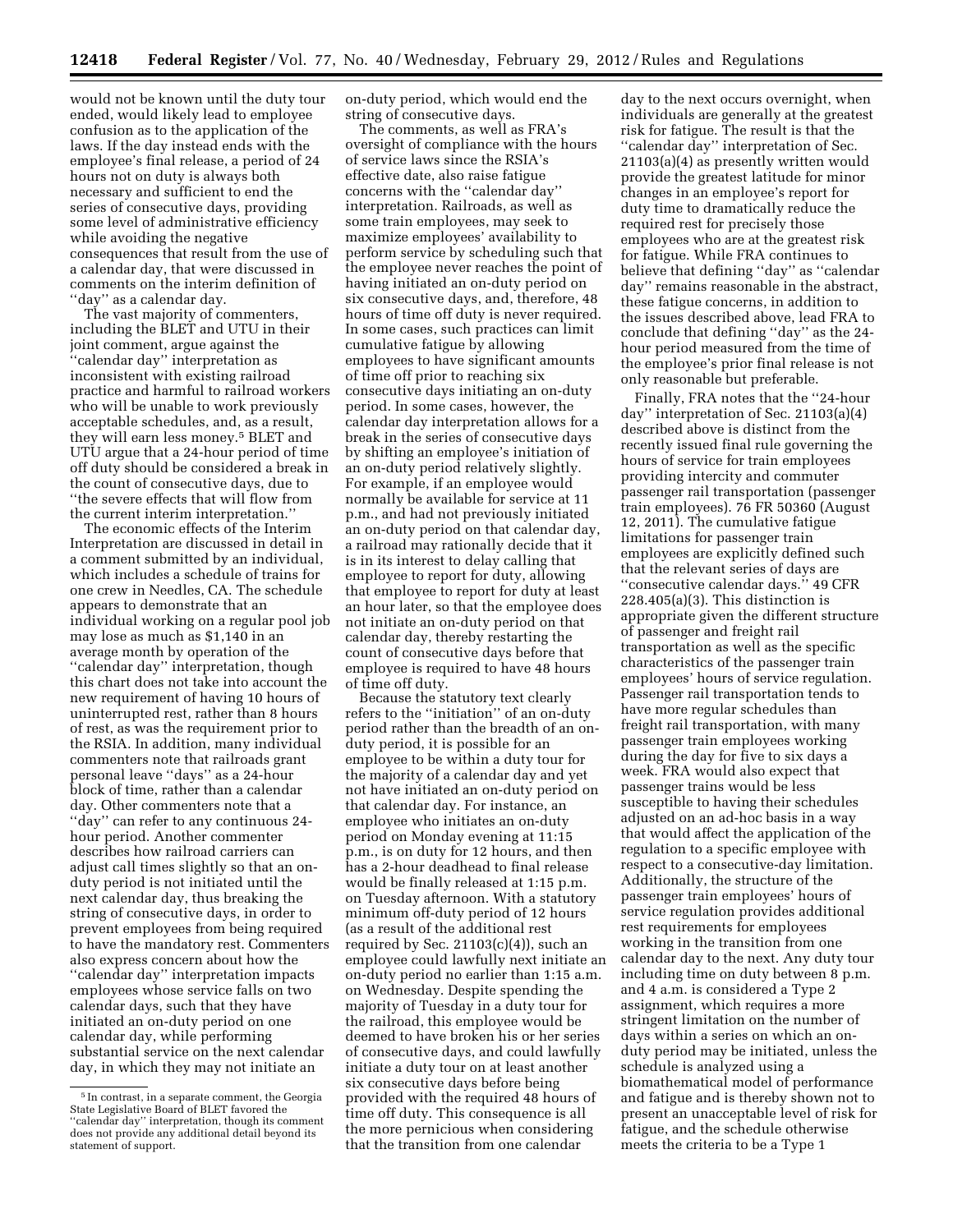would not be known until the duty tour ended, would likely lead to employee confusion as to the application of the laws. If the day instead ends with the employee's final release, a period of 24 hours not on duty is always both necessary and sufficient to end the series of consecutive days, providing some level of administrative efficiency while avoiding the negative consequences that result from the use of a calendar day, that were discussed in comments on the interim definition of ''day'' as a calendar day.

The vast majority of commenters, including the BLET and UTU in their joint comment, argue against the ''calendar day'' interpretation as inconsistent with existing railroad practice and harmful to railroad workers who will be unable to work previously acceptable schedules, and, as a result, they will earn less money.[5] BLET and UTU argue that a 24-hour period of time off duty should be considered a break in the count of consecutive days, due to ''the severe effects that will flow from the current interim interpretation.''

The economic effects of the Interim Interpretation are discussed in detail in a comment submitted by an individual, which includes a schedule of trains for one crew in Needles, CA. The schedule appears to demonstrate that an individual working on a regular pool job may lose as much as $1,140 in an average month by operation of the ''calendar day'' interpretation, though this chart does not take into account the new requirement of having 10 hours of uninterrupted rest, rather than 8 hours of rest, as was the requirement prior to the RSIA. In addition, many individual commenters note that railroads grant personal leave ''days'' as a 24-hour block of time, rather than a calendar day. Other commenters note that a ''day'' can refer to any continuous 24-hour period. Another commenter describes how railroad carriers can adjust call times slightly so that an on-duty period is not initiated until the next calendar day, thus breaking the string of consecutive days, in order to prevent employees from being required to have the mandatory rest. Commenters also express concern about how the ''calendar day'' interpretation impacts employees whose service falls on two calendar days, such that they have initiated an on-duty period on one calendar day, while performing substantial service on the next calendar day, in which they may not initiate an on-duty period, which would end the string of consecutive days.

The comments, as well as FRA's oversight of compliance with the hours of service laws since the RSIA's effective date, also raise fatigue concerns with the ''calendar day'' interpretation. Railroads, as well as some train employees, may seek to maximize employees' availability to perform service by scheduling such that the employee never reaches the point of having initiated an on-duty period on six consecutive days, and, therefore, 48 hours of time off duty is never required. In some cases, such practices can limit cumulative fatigue by allowing employees to have significant amounts of time off prior to reaching six consecutive days initiating an on-duty period. In some cases, however, the calendar day interpretation allows for a break in the series of consecutive days by shifting an employee's initiation of an on-duty period relatively slightly. For example, if an employee would normally be available for service at 11 p.m., and had not previously initiated an on-duty period on that calendar day, a railroad may rationally decide that it is in its interest to delay calling that employee to report for duty, allowing that employee to report for duty at least an hour later, so that the employee does not initiate an on-duty period on that calendar day, thereby restarting the count of consecutive days before that employee is required to have 48 hours of time off duty.

Because the statutory text clearly refers to the ''initiation'' of an on-duty period rather than the breadth of an on-duty period, it is possible for an employee to be within a duty tour for the majority of a calendar day and yet not have initiated an on-duty period on that calendar day. For instance, an employee who initiates an on-duty period on Monday evening at 11:15 p.m., is on duty for 12 hours, and then has a 2-hour deadhead to final release would be finally released at 1:15 p.m. on Tuesday afternoon. With a statutory minimum off-duty period of 12 hours (as a result of the additional rest required by Sec. 21103(c)(4)), such an employee could lawfully next initiate an on-duty period no earlier than 1:15 a.m. on Wednesday. Despite spending the majority of Tuesday in a duty tour for the railroad, this employee would be deemed to have broken his or her series of consecutive days, and could lawfully initiate a duty tour on at least another six consecutive days before being provided with the required 48 hours of time off duty. This consequence is all the more pernicious when considering that the transition from one calendar day to the next occurs overnight, when individuals are generally at the greatest risk for fatigue. The result is that the ''calendar day'' interpretation of Sec. 21103(a)(4) as presently written would provide the greatest latitude for minor changes in an employee's report for duty time to dramatically reduce the required rest for precisely those employees who are at the greatest risk for fatigue. While FRA continues to believe that defining ''day'' as ''calendar day'' remains reasonable in the abstract, these fatigue concerns, in addition to the issues described above, lead FRA to conclude that defining ''day'' as the 24-hour period measured from the time of the employee's prior final release is not only reasonable but preferable.

Finally, FRA notes that the ''24-hour day'' interpretation of Sec. 21103(a)(4) described above is distinct from the recently issued final rule governing the hours of service for train employees providing intercity and commuter passenger rail transportation (passenger train employees). 76 FR 50360 (August 12, 2011). The cumulative fatigue limitations for passenger train employees are explicitly defined such that the relevant series of days are ''consecutive calendar days.'' 49 CFR 228.405(a)(3). This distinction is appropriate given the different structure of passenger and freight rail transportation as well as the specific characteristics of the passenger train employees' hours of service regulation. Passenger rail transportation tends to have more regular schedules than freight rail transportation, with many passenger train employees working during the day for five to six days a week. FRA would also expect that passenger trains would be less susceptible to having their schedules adjusted on an ad-hoc basis in a way that would affect the application of the regulation to a specific employee with respect to a consecutive-day limitation. Additionally, the structure of the passenger train employees' hours of service regulation provides additional rest requirements for employees working in the transition from one calendar day to the next. Any duty tour including time on duty between 8 p.m. and 4 a.m. is considered a Type 2 assignment, which requires a more stringent limitation on the number of days within a series on which an on-duty period may be initiated, unless the schedule is analyzed using a biomathematical model of performance and fatigue and is thereby shown not to present an unacceptable level of risk for fatigue, and the schedule otherwise meets the criteria to be a Type 1

[5] In contrast, in a separate comment, the Georgia State Legislative Board of BLET favored the ''calendar day'' interpretation, though its comment does not provide any additional detail beyond its statement of support.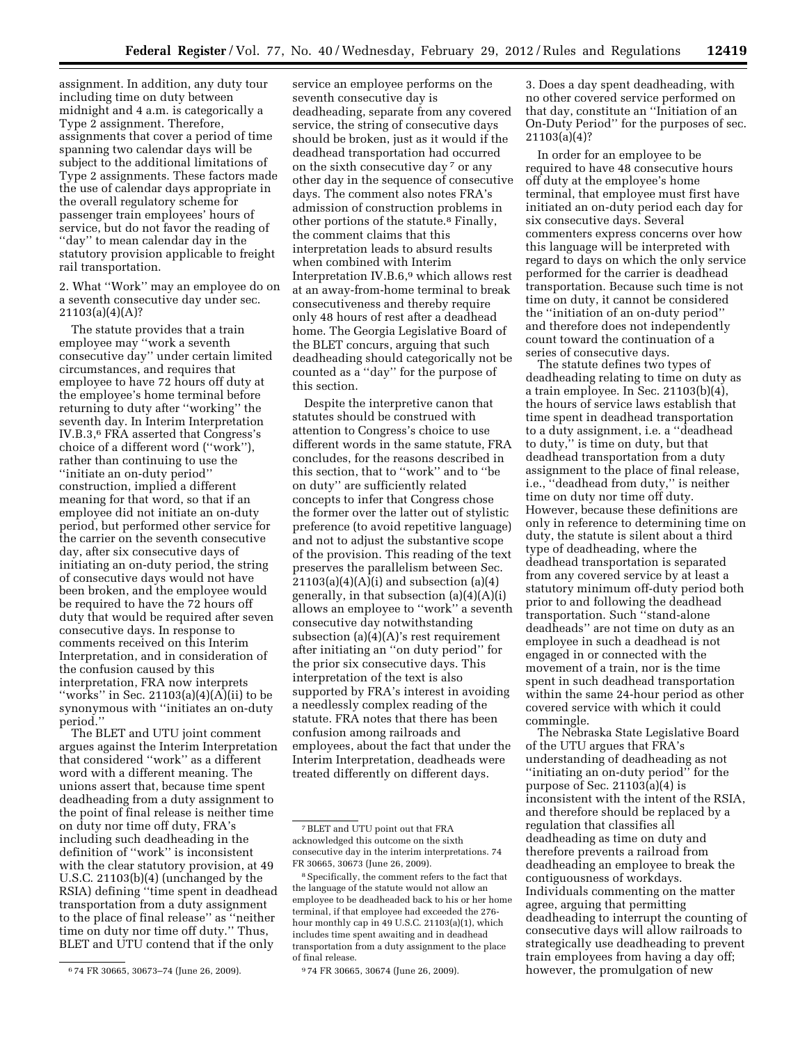assignment. In addition, any duty tour including time on duty between midnight and 4 a.m. is categorically a Type 2 assignment. Therefore, assignments that cover a period of time spanning two calendar days will be subject to the additional limitations of Type 2 assignments. These factors made the use of calendar days appropriate in the overall regulatory scheme for passenger train employees' hours of service, but do not favor the reading of ''day'' to mean calendar day in the statutory provision applicable to freight rail transportation.

2. What ''Work'' may an employee do on a seventh consecutive day under sec. 21103(a)(4)(A)?

The statute provides that a train employee may ''work a seventh consecutive day'' under certain limited circumstances, and requires that employee to have 72 hours off duty at the employee's home terminal before returning to duty after ''working'' the seventh day. In Interim Interpretation IV.B.3,[6] FRA asserted that Congress's choice of a different word (''work''), rather than continuing to use the ''initiate an on-duty period'' construction, implied a different meaning for that word, so that if an employee did not initiate an on-duty period, but performed other service for the carrier on the seventh consecutive day, after six consecutive days of initiating an on-duty period, the string of consecutive days would not have been broken, and the employee would be required to have the 72 hours off duty that would be required after seven consecutive days. In response to comments received on this Interim Interpretation, and in consideration of the confusion caused by this interpretation, FRA now interprets ''works'' in Sec. 21103(a)(4)(A)(ii) to be synonymous with ''initiates an on-duty period.''

The BLET and UTU joint comment argues against the Interim Interpretation that considered ''work'' as a different word with a different meaning. The unions assert that, because time spent deadheading from a duty assignment to the point of final release is neither time on duty nor time off duty, FRA's including such deadheading in the definition of ''work'' is inconsistent with the clear statutory provision, at 49 U.S.C. 21103(b)(4) (unchanged by the RSIA) defining ''time spent in deadhead transportation from a duty assignment to the place of final release'' as ''neither time on duty nor time off duty.'' Thus, BLET and UTU contend that if the only service an employee performs on the seventh consecutive day is deadheading, separate from any covered service, the string of consecutive days should be broken, just as it would if the deadhead transportation had occurred on the sixth consecutive day[7] or any other day in the sequence of consecutive days. The comment also notes FRA's admission of construction problems in other portions of the statute.[8] Finally, the comment claims that this interpretation leads to absurd results when combined with Interim Interpretation IV.B.6,[9] which allows rest at an away-from-home terminal to break consecutiveness and thereby require only 48 hours of rest after a deadhead home. The Georgia Legislative Board of the BLET concurs, arguing that such deadheading should categorically not be counted as a ''day'' for the purpose of this section.

Despite the interpretive canon that statutes should be construed with attention to Congress's choice to use different words in the same statute, FRA concludes, for the reasons described in this section, that to ''work'' and to ''be on duty'' are sufficiently related concepts to infer that Congress chose the former over the latter out of stylistic preference (to avoid repetitive language) and not to adjust the substantive scope of the provision. This reading of the text preserves the parallelism between Sec. 21103(a)(4)(A)(i) and subsection (a)(4) generally, in that subsection (a)(4)(A)(i) allows an employee to ''work'' a seventh consecutive day notwithstanding subsection (a)(4)(A)'s rest requirement after initiating an ''on duty period'' for the prior six consecutive days. This interpretation of the text is also supported by FRA's interest in avoiding a needlessly complex reading of the statute. FRA notes that there has been confusion among railroads and employees, about the fact that under the Interim Interpretation, deadheads were treated differently on different days.

3. Does a day spent deadheading, with no other covered service performed on that day, constitute an ''Initiation of an On-Duty Period'' for the purposes of sec. 21103(a)(4)?

In order for an employee to be required to have 48 consecutive hours off duty at the employee's home terminal, that employee must first have initiated an on-duty period each day for six consecutive days. Several commenters express concerns over how this language will be interpreted with regard to days on which the only service performed for the carrier is deadhead transportation. Because such time is not time on duty, it cannot be considered the ''initiation of an on-duty period'' and therefore does not independently count toward the continuation of a series of consecutive days.

The statute defines two types of deadheading relating to time on duty as a train employee. In Sec. 21103(b)(4), the hours of service laws establish that time spent in deadhead transportation to a duty assignment, i.e. a ''deadhead to duty,'' is time on duty, but that deadhead transportation from a duty assignment to the place of final release, i.e., ''deadhead from duty,'' is neither time on duty nor time off duty. However, because these definitions are only in reference to determining time on duty, the statute is silent about a third type of deadheading, where the deadhead transportation is separated from any covered service by at least a statutory minimum off-duty period both prior to and following the deadhead transportation. Such ''stand-alone deadheads'' are not time on duty as an employee in such a deadhead is not engaged in or connected with the movement of a train, nor is the time spent in such deadhead transportation within the same 24-hour period as other covered service with which it could commingle.

The Nebraska State Legislative Board of the UTU argues that FRA's understanding of deadheading as not ''initiating an on-duty period'' for the purpose of Sec. 21103(a)(4) is inconsistent with the intent of the RSIA, and therefore should be replaced by a regulation that classifies all deadheading as time on duty and therefore prevents a railroad from deadheading an employee to break the contiguousness of workdays. Individuals commenting on the matter agree, arguing that permitting deadheading to interrupt the counting of consecutive days will allow railroads to strategically use deadheading to prevent train employees from having a day off; however, the promulgation of new

---

[6] 74 FR 30665, 30673–74 (June 26, 2009).

[7] BLET and UTU point out that FRA acknowledged this outcome on the sixth consecutive day in the interim interpretations. 74 FR 30665, 30673 (June 26, 2009).

[8] Specifically, the comment refers to the fact that the language of the statute would not allow an employee to be deadheaded back to his or her home terminal, if that employee had exceeded the 276-hour monthly cap in 49 U.S.C. 21103(a)(1), which includes time spent awaiting and in deadhead transportation from a duty assignment to the place of final release.

[9] 74 FR 30665, 30674 (June 26, 2009).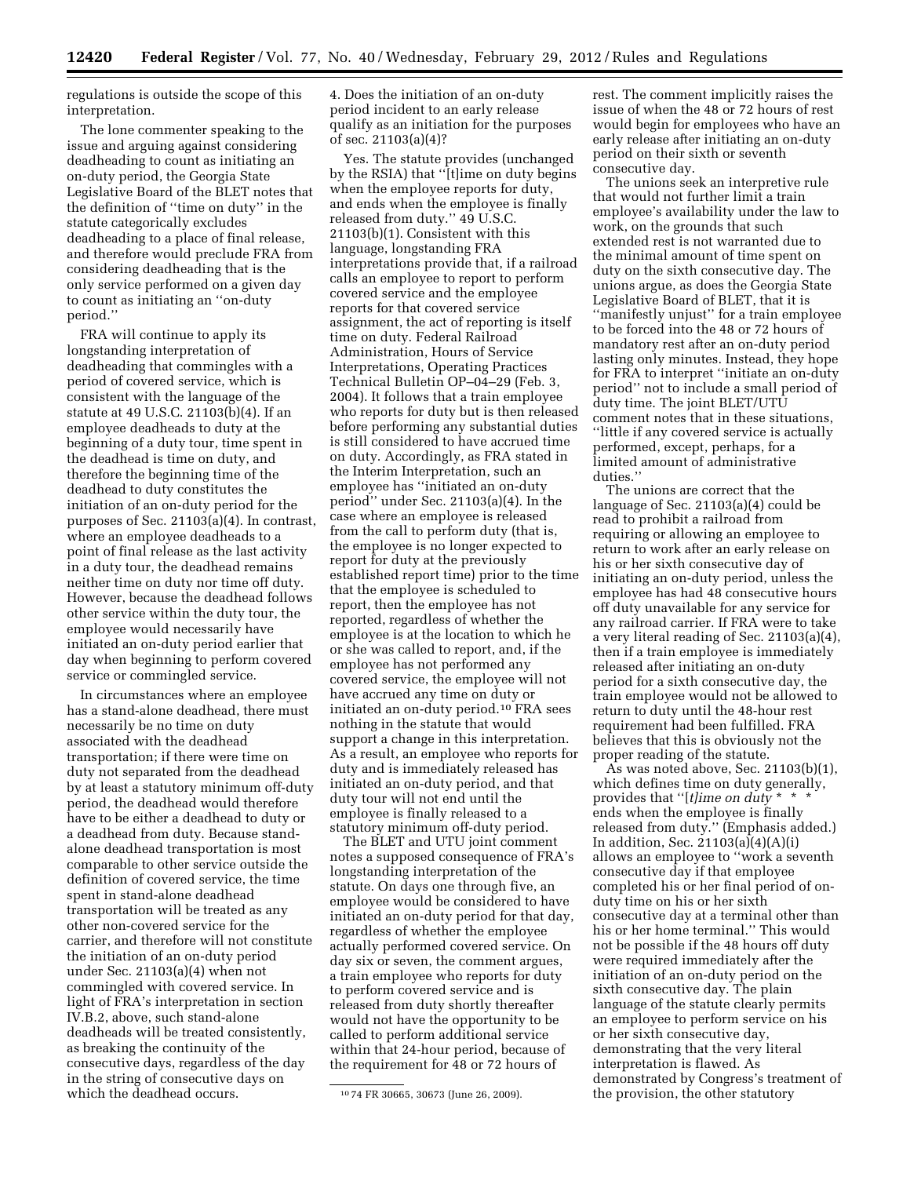regulations is outside the scope of this interpretation.

The lone commenter speaking to the issue and arguing against considering deadheading to count as initiating an on-duty period, the Georgia State Legislative Board of the BLET notes that the definition of ''time on duty'' in the statute categorically excludes deadheading to a place of final release, and therefore would preclude FRA from considering deadheading that is the only service performed on a given day to count as initiating an ''on-duty period.''

FRA will continue to apply its longstanding interpretation of deadheading that commingles with a period of covered service, which is consistent with the language of the statute at 49 U.S.C. 21103(b)(4). If an employee deadheads to duty at the beginning of a duty tour, time spent in the deadhead is time on duty, and therefore the beginning time of the deadhead to duty constitutes the initiation of an on-duty period for the purposes of Sec. 21103(a)(4). In contrast, where an employee deadheads to a point of final release as the last activity in a duty tour, the deadhead remains neither time on duty nor time off duty. However, because the deadhead follows other service within the duty tour, the employee would necessarily have initiated an on-duty period earlier that day when beginning to perform covered service or commingled service.

In circumstances where an employee has a stand-alone deadhead, there must necessarily be no time on duty associated with the deadhead transportation; if there were time on duty not separated from the deadhead by at least a statutory minimum off-duty period, the deadhead would therefore have to be either a deadhead to duty or a deadhead from duty. Because stand-alone deadhead transportation is most comparable to other service outside the definition of covered service, the time spent in stand-alone deadhead transportation will be treated as any other non-covered service for the carrier, and therefore will not constitute the initiation of an on-duty period under Sec. 21103(a)(4) when not commingled with covered service. In light of FRA's interpretation in section IV.B.2, above, such stand-alone deadheads will be treated consistently, as breaking the continuity of the consecutive days, regardless of the day in the string of consecutive days on which the deadhead occurs.

4. Does the initiation of an on-duty period incident to an early release qualify as an initiation for the purposes of sec. 21103(a)(4)?

Yes. The statute provides (unchanged by the RSIA) that ''[t]ime on duty begins when the employee reports for duty, and ends when the employee is finally released from duty.'' 49 U.S.C. 21103(b)(1). Consistent with this language, longstanding FRA interpretations provide that, if a railroad calls an employee to report to perform covered service and the employee reports for that covered service assignment, the act of reporting is itself time on duty. Federal Railroad Administration, Hours of Service Interpretations, Operating Practices Technical Bulletin OP–04–29 (Feb. 3, 2004). It follows that a train employee who reports for duty but is then released before performing any substantial duties is still considered to have accrued time on duty. Accordingly, as FRA stated in the Interim Interpretation, such an employee has ''initiated an on-duty period'' under Sec. 21103(a)(4). In the case where an employee is released from the call to perform duty (that is, the employee is no longer expected to report for duty at the previously established report time) prior to the time that the employee is scheduled to report, then the employee has not reported, regardless of whether the employee is at the location to which he or she was called to report, and, if the employee has not performed any covered service, the employee will not have accrued any time on duty or initiated an on-duty period.[10] FRA sees nothing in the statute that would support a change in this interpretation. As a result, an employee who reports for duty and is immediately released has initiated an on-duty period, and that duty tour will not end until the employee is finally released to a statutory minimum off-duty period.

The BLET and UTU joint comment notes a supposed consequence of FRA's longstanding interpretation of the statute. On days one through five, an employee would be considered to have initiated an on-duty period for that day, regardless of whether the employee actually performed covered service. On day six or seven, the comment argues, a train employee who reports for duty to perform covered service and is released from duty shortly thereafter would not have the opportunity to be called to perform additional service within that 24-hour period, because of the requirement for 48 or 72 hours of rest. The comment implicitly raises the issue of when the 48 or 72 hours of rest would begin for employees who have an early release after initiating an on-duty period on their sixth or seventh consecutive day.

The unions seek an interpretive rule that would not further limit a train employee's availability under the law to work, on the grounds that such extended rest is not warranted due to the minimal amount of time spent on duty on the sixth consecutive day. The unions argue, as does the Georgia State Legislative Board of BLET, that it is ''manifestly unjust'' for a train employee to be forced into the 48 or 72 hours of mandatory rest after an on-duty period lasting only minutes. Instead, they hope for FRA to interpret ''initiate an on-duty period'' not to include a small period of duty time. The joint BLET/UTU comment notes that in these situations, ''little if any covered service is actually performed, except, perhaps, for a limited amount of administrative duties.''

The unions are correct that the language of Sec. 21103(a)(4) could be read to prohibit a railroad from requiring or allowing an employee to return to work after an early release on his or her sixth consecutive day of initiating an on-duty period, unless the employee has had 48 consecutive hours off duty unavailable for any service for any railroad carrier. If FRA were to take a very literal reading of Sec. 21103(a)(4), then if a train employee is immediately released after initiating an on-duty period for a sixth consecutive day, the train employee would not be allowed to return to duty until the 48-hour rest requirement had been fulfilled. FRA believes that this is obviously not the proper reading of the statute.

As was noted above, Sec. 21103(b)(1), which defines time on duty generally, provides that ''[*t*]*ime on duty* * * * ends when the employee is finally released from duty.'' (Emphasis added.) In addition, Sec. 21103(a)(4)(A)(i) allows an employee to ''work a seventh consecutive day if that employee completed his or her final period of on-duty time on his or her sixth consecutive day at a terminal other than his or her home terminal.'' This would not be possible if the 48 hours off duty were required immediately after the initiation of an on-duty period on the sixth consecutive day. The plain language of the statute clearly permits an employee to perform service on his or her sixth consecutive day, demonstrating that the very literal interpretation is flawed. As demonstrated by Congress's treatment of the provision, the other statutory

[10] 74 FR 30665, 30673 (June 26, 2009).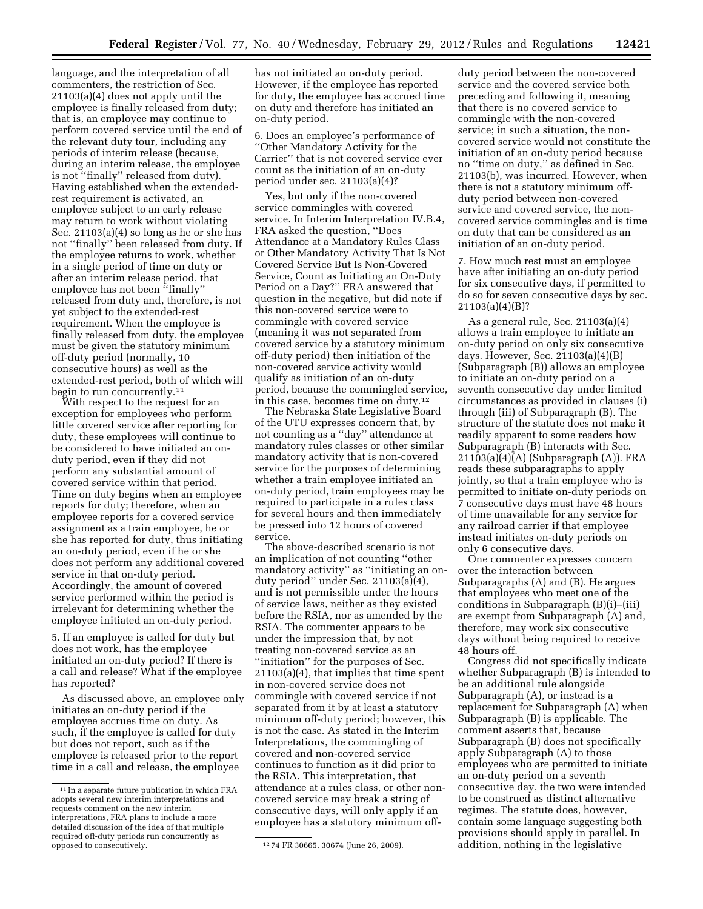language, and the interpretation of all commenters, the restriction of Sec. 21103(a)(4) does not apply until the employee is finally released from duty; that is, an employee may continue to perform covered service until the end of the relevant duty tour, including any periods of interim release (because, during an interim release, the employee is not "finally" released from duty). Having established when the extended-rest requirement is activated, an employee subject to an early release may return to work without violating Sec. 21103(a)(4) so long as he or she has not "finally" been released from duty. If the employee returns to work, whether in a single period of time on duty or after an interim release period, that employee has not been "finally" released from duty and, therefore, is not yet subject to the extended-rest requirement. When the employee is finally released from duty, the employee must be given the statutory minimum off-duty period (normally, 10 consecutive hours) as well as the extended-rest period, both of which will begin to run concurrently.[11]

With respect to the request for an exception for employees who perform little covered service after reporting for duty, these employees will continue to be considered to have initiated an on-duty period, even if they did not perform any substantial amount of covered service within that period. Time on duty begins when an employee reports for duty; therefore, when an employee reports for a covered service assignment as a train employee, he or she has reported for duty, thus initiating an on-duty period, even if he or she does not perform any additional covered service in that on-duty period. Accordingly, the amount of covered service performed within the period is irrelevant for determining whether the employee initiated an on-duty period.

5. If an employee is called for duty but does not work, has the employee initiated an on-duty period? If there is a call and release? What if the employee has reported?

As discussed above, an employee only initiates an on-duty period if the employee accrues time on duty. As such, if the employee is called for duty but does not report, such as if the employee is released prior to the report time in a call and release, the employee has not initiated an on-duty period. However, if the employee has reported for duty, the employee has accrued time on duty and therefore has initiated an on-duty period.

6. Does an employee's performance of "Other Mandatory Activity for the Carrier" that is not covered service ever count as the initiation of an on-duty period under sec. 21103(a)(4)?

Yes, but only if the non-covered service commingles with covered service. In Interim Interpretation IV.B.4, FRA asked the question, "Does Attendance at a Mandatory Rules Class or Other Mandatory Activity That Is Not Covered Service But Is Non-Covered Service, Count as Initiating an On-Duty Period on a Day?" FRA answered that question in the negative, but did note if this non-covered service were to commingle with covered service (meaning it was not separated from covered service by a statutory minimum off-duty period) then initiation of the non-covered service activity would qualify as initiation of an on-duty period, because the commingled service, in this case, becomes time on duty.[12]

The Nebraska State Legislative Board of the UTU expresses concern that, by not counting as a "day" attendance at mandatory rules classes or other similar mandatory activity that is non-covered service for the purposes of determining whether a train employee initiated an on-duty period, train employees may be required to participate in a rules class for several hours and then immediately be pressed into 12 hours of covered service.

The above-described scenario is not an implication of not counting "other mandatory activity" as "initiating an on-duty period" under Sec. 21103(a)(4), and is not permissible under the hours of service laws, neither as they existed before the RSIA, nor as amended by the RSIA. The commenter appears to be under the impression that, by not treating non-covered service as an "initiation" for the purposes of Sec. 21103(a)(4), that implies that time spent in non-covered service does not commingle with covered service if not separated from it by at least a statutory minimum off-duty period; however, this is not the case. As stated in the Interim Interpretations, the commingling of covered and non-covered service continues to function as it did prior to the RSIA. This interpretation, that attendance at a rules class, or other non-covered service may break a string of consecutive days, will only apply if an employee has a statutory minimum off-duty period between the non-covered service and the covered service both preceding and following it, meaning that there is no covered service to commingle with the non-covered service; in such a situation, the non-covered service would not constitute the initiation of an on-duty period because no "time on duty," as defined in Sec. 21103(b), was incurred. However, when there is not a statutory minimum off-duty period between non-covered service and covered service, the non-covered service commingles and is time on duty that can be considered as an initiation of an on-duty period.

7. How much rest must an employee have after initiating an on-duty period for six consecutive days, if permitted to do so for seven consecutive days by sec. 21103(a)(4)(B)?

As a general rule, Sec. 21103(a)(4) allows a train employee to initiate an on-duty period on only six consecutive days. However, Sec. 21103(a)(4)(B) (Subparagraph (B)) allows an employee to initiate an on-duty period on a seventh consecutive day under limited circumstances as provided in clauses (i) through (iii) of Subparagraph (B). The structure of the statute does not make it readily apparent to some readers how Subparagraph (B) interacts with Sec. 21103(a)(4)(A) (Subparagraph (A)). FRA reads these subparagraphs to apply jointly, so that a train employee who is permitted to initiate on-duty periods on 7 consecutive days must have 48 hours of time unavailable for any service for any railroad carrier if that employee instead initiates on-duty periods on only 6 consecutive days.

One commenter expresses concern over the interaction between Subparagraphs (A) and (B). He argues that employees who meet one of the conditions in Subparagraph (B)(i)–(iii) are exempt from Subparagraph (A) and, therefore, may work six consecutive days without being required to receive 48 hours off.

Congress did not specifically indicate whether Subparagraph (B) is intended to be an additional rule alongside Subparagraph (A), or instead is a replacement for Subparagraph (A) when Subparagraph (B) is applicable. The comment asserts that, because Subparagraph (B) does not specifically apply Subparagraph (A) to those employees who are permitted to initiate an on-duty period on a seventh consecutive day, the two were intended to be construed as distinct alternative regimes. The statute does, however, contain some language suggesting both provisions should apply in parallel. In addition, nothing in the legislative

[11] In a separate future publication in which FRA adopts several new interim interpretations and requests comment on the new interim interpretations, FRA plans to include a more detailed discussion of the idea of that multiple required off-duty periods run concurrently as opposed to consecutively.

[12] 74 FR 30665, 30674 (June 26, 2009).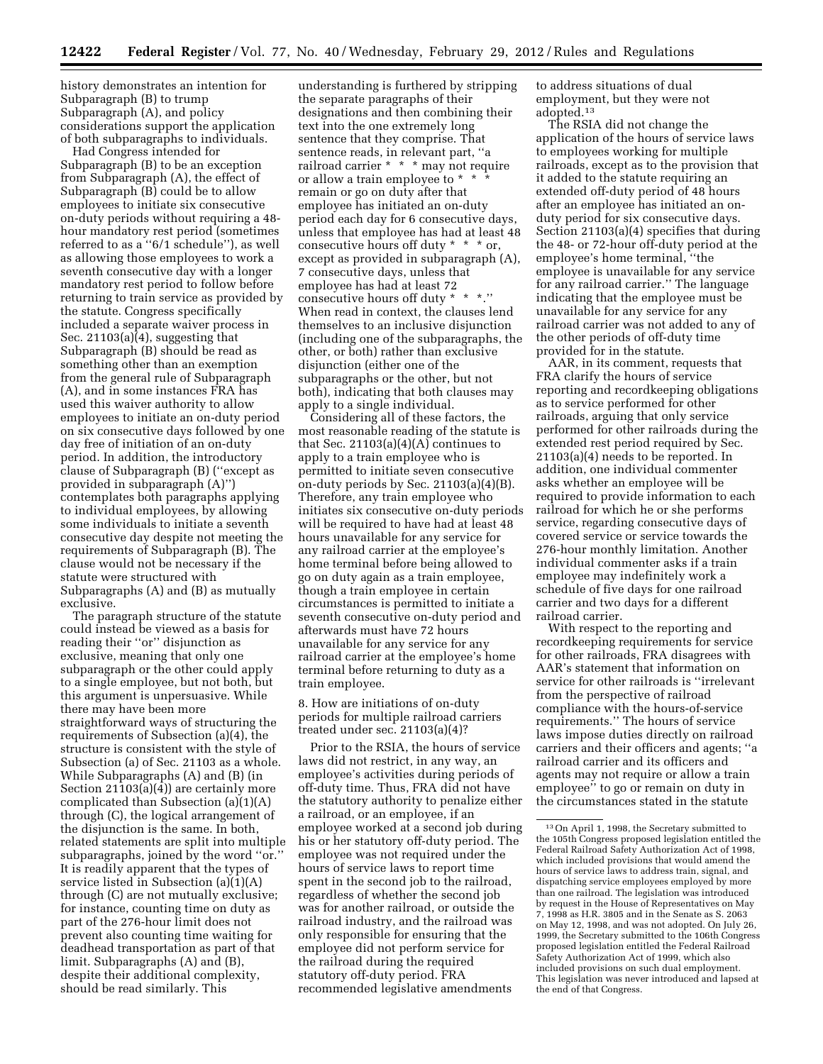history demonstrates an intention for Subparagraph (B) to trump Subparagraph (A), and policy considerations support the application of both subparagraphs to individuals.

Had Congress intended for Subparagraph (B) to be an exception from Subparagraph (A), the effect of Subparagraph (B) could be to allow employees to initiate six consecutive on-duty periods without requiring a 48-hour mandatory rest period (sometimes referred to as a "6/1 schedule"), as well as allowing those employees to work a seventh consecutive day with a longer mandatory rest period to follow before returning to train service as provided by the statute. Congress specifically included a separate waiver process in Sec. 21103(a)(4), suggesting that Subparagraph (B) should be read as something other than an exemption from the general rule of Subparagraph (A), and in some instances FRA has used this waiver authority to allow employees to initiate an on-duty period on six consecutive days followed by one day free of initiation of an on-duty period. In addition, the introductory clause of Subparagraph (B) ("except as provided in subparagraph (A)") contemplates both paragraphs applying to individual employees, by allowing some individuals to initiate a seventh consecutive day despite not meeting the requirements of Subparagraph (B). The clause would not be necessary if the statute were structured with Subparagraphs (A) and (B) as mutually exclusive.

The paragraph structure of the statute could instead be viewed as a basis for reading their "or" disjunction as exclusive, meaning that only one subparagraph or the other could apply to a single employee, but not both, but this argument is unpersuasive. While there may have been more straightforward ways of structuring the requirements of Subsection (a)(4), the structure is consistent with the style of Subsection (a) of Sec. 21103 as a whole. While Subparagraphs (A) and (B) (in Section 21103(a)(4)) are certainly more complicated than Subsection (a)(1)(A) through (C), the logical arrangement of the disjunction is the same. In both, related statements are split into multiple subparagraphs, joined by the word "or." It is readily apparent that the types of service listed in Subsection (a)(1)(A) through (C) are not mutually exclusive; for instance, counting time on duty as part of the 276-hour limit does not prevent also counting time waiting for deadhead transportation as part of that limit. Subparagraphs (A) and (B), despite their additional complexity, should be read similarly. This understanding is furthered by stripping the separate paragraphs of their designations and then combining their text into the one extremely long sentence that they comprise. That sentence reads, in relevant part, "a railroad carrier * * * may not require or allow a train employee to * * * remain or go on duty after that employee has initiated an on-duty period each day for 6 consecutive days, unless that employee has had at least 48 consecutive hours off duty * * * or, except as provided in subparagraph (A), 7 consecutive days, unless that employee has had at least 72 consecutive hours off duty * * *." When read in context, the clauses lend themselves to an inclusive disjunction (including one of the subparagraphs, the other, or both) rather than exclusive disjunction (either one of the subparagraphs or the other, but not both), indicating that both clauses may apply to a single individual.

Considering all of these factors, the most reasonable reading of the statute is that Sec. 21103(a)(4)(A) continues to apply to a train employee who is permitted to initiate seven consecutive on-duty periods by Sec. 21103(a)(4)(B). Therefore, any train employee who initiates six consecutive on-duty periods will be required to have had at least 48 hours unavailable for any service for any railroad carrier at the employee's home terminal before being allowed to go on duty again as a train employee, though a train employee in certain circumstances is permitted to initiate a seventh consecutive on-duty period and afterwards must have 72 hours unavailable for any service for any railroad carrier at the employee's home terminal before returning to duty as a train employee.

8. How are initiations of on-duty periods for multiple railroad carriers treated under sec. 21103(a)(4)?

Prior to the RSIA, the hours of service laws did not restrict, in any way, an employee's activities during periods of off-duty time. Thus, FRA did not have the statutory authority to penalize either a railroad, or an employee, if an employee worked at a second job during his or her statutory off-duty period. The employee was not required under the hours of service laws to report time spent in the second job to the railroad, regardless of whether the second job was for another railroad, or outside the railroad industry, and the railroad was only responsible for ensuring that the employee did not perform service for the railroad during the required statutory off-duty period. FRA recommended legislative amendments to address situations of dual employment, but they were not adopted.[13]

The RSIA did not change the application of the hours of service laws to employees working for multiple railroads, except as to the provision that it added to the statute requiring an extended off-duty period of 48 hours after an employee has initiated an on-duty period for six consecutive days. Section 21103(a)(4) specifies that during the 48- or 72-hour off-duty period at the employee's home terminal, "the employee is unavailable for any service for any railroad carrier." The language indicating that the employee must be unavailable for any service for any railroad carrier was not added to any of the other periods of off-duty time provided for in the statute.

AAR, in its comment, requests that FRA clarify the hours of service reporting and recordkeeping obligations as to service performed for other railroads, arguing that only service performed for other railroads during the extended rest period required by Sec. 21103(a)(4) needs to be reported. In addition, one individual commenter asks whether an employee will be required to provide information to each railroad for which he or she performs service, regarding consecutive days of covered service or service towards the 276-hour monthly limitation. Another individual commenter asks if a train employee may indefinitely work a schedule of five days for one railroad carrier and two days for a different railroad carrier.

With respect to the reporting and recordkeeping requirements for service for other railroads, FRA disagrees with AAR's statement that information on service for other railroads is "irrelevant from the perspective of railroad compliance with the hours-of-service requirements." The hours of service laws impose duties directly on railroad carriers and their officers and agents; "a railroad carrier and its officers and agents may not require or allow a train employee" to go or remain on duty in the circumstances stated in the statute

[13] On April 1, 1998, the Secretary submitted to the 105th Congress proposed legislation entitled the Federal Railroad Safety Authorization Act of 1998, which included provisions that would amend the hours of service laws to address train, signal, and dispatching service employees employed by more than one railroad. The legislation was introduced by request in the House of Representatives on May 7, 1998 as H.R. 3805 and in the Senate as S. 2063 on May 12, 1998, and was not adopted. On July 26, 1999, the Secretary submitted to the 106th Congress proposed legislation entitled the Federal Railroad Safety Authorization Act of 1999, which also included provisions on such dual employment. This legislation was never introduced and lapsed at the end of that Congress.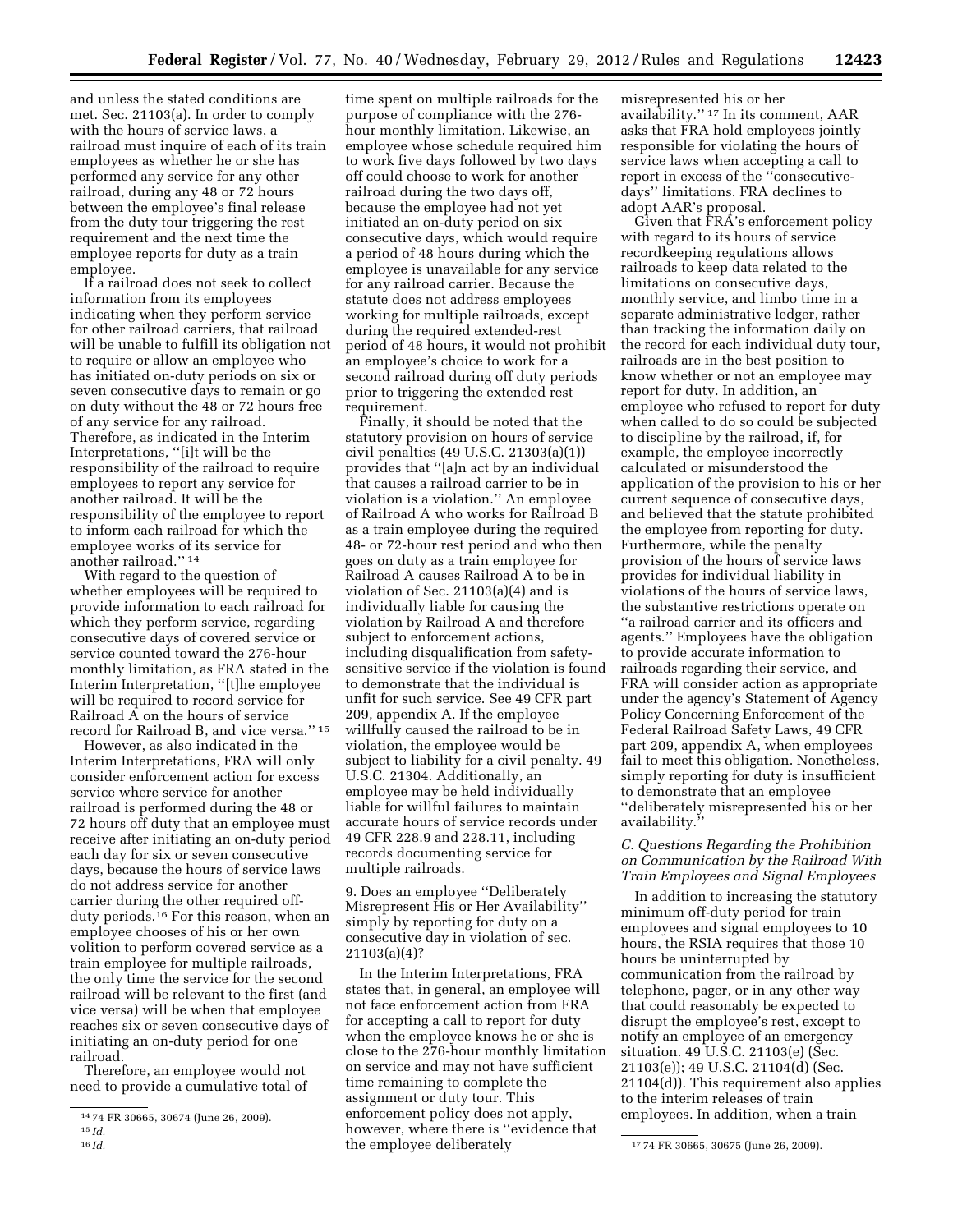and unless the stated conditions are met. Sec. 21103(a). In order to comply with the hours of service laws, a railroad must inquire of each of its train employees as whether he or she has performed any service for any other railroad, during any 48 or 72 hours between the employee's final release from the duty tour triggering the rest requirement and the next time the employee reports for duty as a train employee.

If a railroad does not seek to collect information from its employees indicating when they perform service for other railroad carriers, that railroad will be unable to fulfill its obligation not to require or allow an employee who has initiated on-duty periods on six or seven consecutive days to remain or go on duty without the 48 or 72 hours free of any service for any railroad. Therefore, as indicated in the Interim Interpretations, ''[i]t will be the responsibility of the railroad to require employees to report any service for another railroad. It will be the responsibility of the employee to report to inform each railroad for which the employee works of its service for another railroad.'' [14]

With regard to the question of whether employees will be required to provide information to each railroad for which they perform service, regarding consecutive days of covered service or service counted toward the 276-hour monthly limitation, as FRA stated in the Interim Interpretation, ''[t]he employee will be required to record service for Railroad A on the hours of service record for Railroad B, and vice versa.'' [15]

However, as also indicated in the Interim Interpretations, FRA will only consider enforcement action for excess service where service for another railroad is performed during the 48 or 72 hours off duty that an employee must receive after initiating an on-duty period each day for six or seven consecutive days, because the hours of service laws do not address service for another carrier during the other required off-duty periods.[16] For this reason, when an employee chooses of his or her own volition to perform covered service as a train employee for multiple railroads, the only time the service for the second railroad will be relevant to the first (and vice versa) will be when that employee reaches six or seven consecutive days of initiating an on-duty period for one railroad.

Therefore, an employee would not need to provide a cumulative total of time spent on multiple railroads for the purpose of compliance with the 276-hour monthly limitation. Likewise, an employee whose schedule required him to work five days followed by two days off could choose to work for another railroad during the two days off, because the employee had not yet initiated an on-duty period on six consecutive days, which would require a period of 48 hours during which the employee is unavailable for any service for any railroad carrier. Because the statute does not address employees working for multiple railroads, except during the required extended-rest period of 48 hours, it would not prohibit an employee's choice to work for a second railroad during off duty periods prior to triggering the extended rest requirement.

Finally, it should be noted that the statutory provision on hours of service civil penalties (49 U.S.C. 21303(a)(1)) provides that ''[a]n act by an individual that causes a railroad carrier to be in violation is a violation.'' An employee of Railroad A who works for Railroad B as a train employee during the required 48- or 72-hour rest period and who then goes on duty as a train employee for Railroad A causes Railroad A to be in violation of Sec. 21103(a)(4) and is individually liable for causing the violation by Railroad A and therefore subject to enforcement actions, including disqualification from safety-sensitive service if the violation is found to demonstrate that the individual is unfit for such service. See 49 CFR part 209, appendix A. If the employee willfully caused the railroad to be in violation, the employee would be subject to liability for a civil penalty. 49 U.S.C. 21304. Additionally, an employee may be held individually liable for willful failures to maintain accurate hours of service records under 49 CFR 228.9 and 228.11, including records documenting service for multiple railroads.

9. Does an employee ''Deliberately Misrepresent His or Her Availability'' simply by reporting for duty on a consecutive day in violation of sec. 21103(a)(4)?

In the Interim Interpretations, FRA states that, in general, an employee will not face enforcement action from FRA for accepting a call to report for duty when the employee knows he or she is close to the 276-hour monthly limitation on service and may not have sufficient time remaining to complete the assignment or duty tour. This enforcement policy does not apply, however, where there is ''evidence that the employee deliberately misrepresented his or her availability.'' [17] In its comment, AAR asks that FRA hold employees jointly responsible for violating the hours of service laws when accepting a call to report in excess of the ''consecutive-days'' limitations. FRA declines to adopt AAR's proposal.

Given that FRA's enforcement policy with regard to its hours of service recordkeeping regulations allows railroads to keep data related to the limitations on consecutive days, monthly service, and limbo time in a separate administrative ledger, rather than tracking the information daily on the record for each individual duty tour, railroads are in the best position to know whether or not an employee may report for duty. In addition, an employee who refused to report for duty when called to do so could be subjected to discipline by the railroad, if, for example, the employee incorrectly calculated or misunderstood the application of the provision to his or her current sequence of consecutive days, and believed that the statute prohibited the employee from reporting for duty. Furthermore, while the penalty provision of the hours of service laws provides for individual liability in violations of the hours of service laws, the substantive restrictions operate on ''a railroad carrier and its officers and agents.'' Employees have the obligation to provide accurate information to railroads regarding their service, and FRA will consider action as appropriate under the agency's Statement of Agency Policy Concerning Enforcement of the Federal Railroad Safety Laws, 49 CFR part 209, appendix A, when employees fail to meet this obligation. Nonetheless, simply reporting for duty is insufficient to demonstrate that an employee ''deliberately misrepresented his or her availability.''

### *C. Questions Regarding the Prohibition on Communication by the Railroad With Train Employees and Signal Employees*

In addition to increasing the statutory minimum off-duty period for train employees and signal employees to 10 hours, the RSIA requires that those 10 hours be uninterrupted by communication from the railroad by telephone, pager, or in any other way that could reasonably be expected to disrupt the employee's rest, except to notify an employee of an emergency situation. 49 U.S.C. 21103(e) (Sec. 21103(e)); 49 U.S.C. 21104(d) (Sec. 21104(d)). This requirement also applies to the interim releases of train employees. In addition, when a train

[14] 74 FR 30665, 30674 (June 26, 2009).

[15] *Id.*

[16] *Id.*

[17] 74 FR 30665, 30675 (June 26, 2009).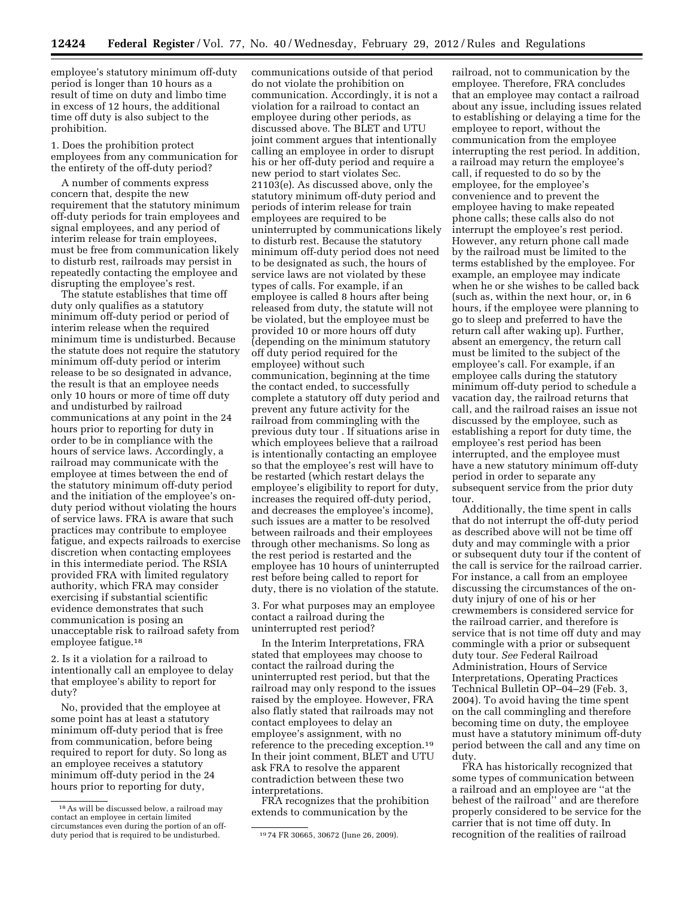employee's statutory minimum off-duty period is longer than 10 hours as a result of time on duty and limbo time in excess of 12 hours, the additional time off duty is also subject to the prohibition.

1. Does the prohibition protect employees from any communication for the entirety of the off-duty period?

A number of comments express concern that, despite the new requirement that the statutory minimum off-duty periods for train employees and signal employees, and any period of interim release for train employees, must be free from communication likely to disturb rest, railroads may persist in repeatedly contacting the employee and disrupting the employee's rest.

The statute establishes that time off duty only qualifies as a statutory minimum off-duty period or period of interim release when the required minimum time is undisturbed. Because the statute does not require the statutory minimum off-duty period or interim release to be so designated in advance, the result is that an employee needs only 10 hours or more of time off duty and undisturbed by railroad communications at any point in the 24 hours prior to reporting for duty in order to be in compliance with the hours of service laws. Accordingly, a railroad may communicate with the employee at times between the end of the statutory minimum off-duty period and the initiation of the employee's on-duty period without violating the hours of service laws. FRA is aware that such practices may contribute to employee fatigue, and expects railroads to exercise discretion when contacting employees in this intermediate period. The RSIA provided FRA with limited regulatory authority, which FRA may consider exercising if substantial scientific evidence demonstrates that such communication is posing an unacceptable risk to railroad safety from employee fatigue.[18]

2. Is it a violation for a railroad to intentionally call an employee to delay that employee's ability to report for duty?

No, provided that the employee at some point has at least a statutory minimum off-duty period that is free from communication, before being required to report for duty. So long as an employee receives a statutory minimum off-duty period in the 24 hours prior to reporting for duty, communications outside of that period do not violate the prohibition on communication. Accordingly, it is not a violation for a railroad to contact an employee during other periods, as discussed above. The BLET and UTU joint comment argues that intentionally calling an employee in order to disrupt his or her off-duty period and require a new period to start violates Sec. 21103(e). As discussed above, only the statutory minimum off-duty period and periods of interim release for train employees are required to be uninterrupted by communications likely to disturb rest. Because the statutory minimum off-duty period does not need to be designated as such, the hours of service laws are not violated by these types of calls. For example, if an employee is called 8 hours after being released from duty, the statute will not be violated, but the employee must be provided 10 or more hours off duty (depending on the minimum statutory off duty period required for the employee) without such communication, beginning at the time the contact ended, to successfully complete a statutory off duty period and prevent any future activity for the railroad from commingling with the previous duty tour . If situations arise in which employees believe that a railroad is intentionally contacting an employee so that the employee's rest will have to be restarted (which restart delays the employee's eligibility to report for duty, increases the required off-duty period, and decreases the employee's income), such issues are a matter to be resolved between railroads and their employees through other mechanisms. So long as the rest period is restarted and the employee has 10 hours of uninterrupted rest before being called to report for duty, there is no violation of the statute.

3. For what purposes may an employee contact a railroad during the uninterrupted rest period?

In the Interim Interpretations, FRA stated that employees may choose to contact the railroad during the uninterrupted rest period, but that the railroad may only respond to the issues raised by the employee. However, FRA also flatly stated that railroads may not contact employees to delay an employee's assignment, with no reference to the preceding exception.[19] In their joint comment, BLET and UTU ask FRA to resolve the apparent contradiction between these two interpretations.

FRA recognizes that the prohibition extends to communication by the railroad, not to communication by the employee. Therefore, FRA concludes that an employee may contact a railroad about any issue, including issues related to establishing or delaying a time for the employee to report, without the communication from the employee interrupting the rest period. In addition, a railroad may return the employee's call, if requested to do so by the employee, for the employee's convenience and to prevent the employee having to make repeated phone calls; these calls also do not interrupt the employee's rest period. However, any return phone call made by the railroad must be limited to the terms established by the employee. For example, an employee may indicate when he or she wishes to be called back (such as, within the next hour, or, in 6 hours, if the employee were planning to go to sleep and preferred to have the return call after waking up). Further, absent an emergency, the return call must be limited to the subject of the employee's call. For example, if an employee calls during the statutory minimum off-duty period to schedule a vacation day, the railroad returns that call, and the railroad raises an issue not discussed by the employee, such as establishing a report for duty time, the employee's rest period has been interrupted, and the employee must have a new statutory minimum off-duty period in order to separate any subsequent service from the prior duty tour.

Additionally, the time spent in calls that do not interrupt the off-duty period as described above will not be time off duty and may commingle with a prior or subsequent duty tour if the content of the call is service for the railroad carrier. For instance, a call from an employee discussing the circumstances of the on-duty injury of one of his or her crewmembers is considered service for the railroad carrier, and therefore is service that is not time off duty and may commingle with a prior or subsequent duty tour. *See* Federal Railroad Administration, Hours of Service Interpretations, Operating Practices Technical Bulletin OP–04–29 (Feb. 3, 2004). To avoid having the time spent on the call commingling and therefore becoming time on duty, the employee must have a statutory minimum off-duty period between the call and any time on duty.

FRA has historically recognized that some types of communication between a railroad and an employee are ''at the behest of the railroad'' and are therefore properly considered to be service for the carrier that is not time off duty. In recognition of the realities of railroad

---

[18] As will be discussed below, a railroad may contact an employee in certain limited circumstances even during the portion of an off-duty period that is required to be undisturbed.

[19] 74 FR 30665, 30672 (June 26, 2009).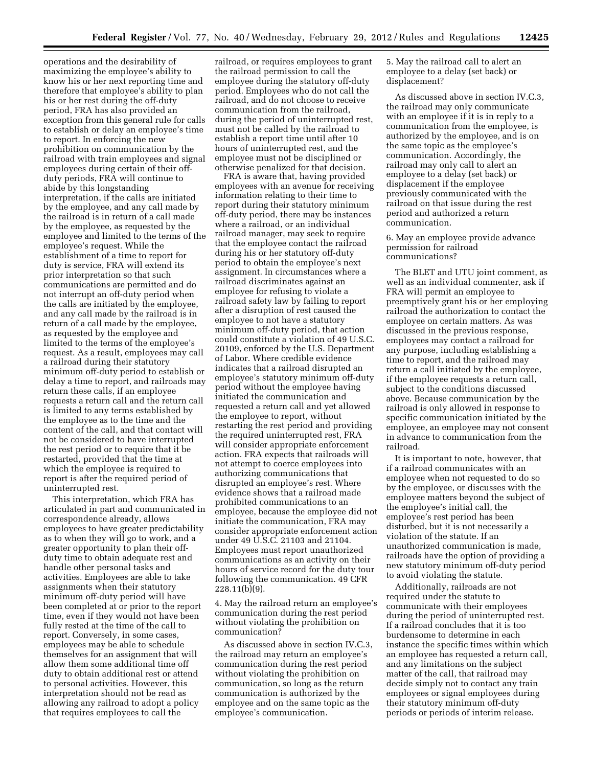operations and the desirability of maximizing the employee's ability to know his or her next reporting time and therefore that employee's ability to plan his or her rest during the off-duty period, FRA has also provided an exception from this general rule for calls to establish or delay an employee's time to report. In enforcing the new prohibition on communication by the railroad with train employees and signal employees during certain of their off-duty periods, FRA will continue to abide by this longstanding interpretation, if the calls are initiated by the employee, and any call made by the railroad is in return of a call made by the employee, as requested by the employee and limited to the terms of the employee's request. While the establishment of a time to report for duty is service, FRA will extend its prior interpretation so that such communications are permitted and do not interrupt an off-duty period when the calls are initiated by the employee, and any call made by the railroad is in return of a call made by the employee, as requested by the employee and limited to the terms of the employee's request. As a result, employees may call a railroad during their statutory minimum off-duty period to establish or delay a time to report, and railroads may return these calls, if an employee requests a return call and the return call is limited to any terms established by the employee as to the time and the content of the call, and that contact will not be considered to have interrupted the rest period or to require that it be restarted, provided that the time at which the employee is required to report is after the required period of uninterrupted rest.

This interpretation, which FRA has articulated in part and communicated in correspondence already, allows employees to have greater predictability as to when they will go to work, and a greater opportunity to plan their off-duty time to obtain adequate rest and handle other personal tasks and activities. Employees are able to take assignments when their statutory minimum off-duty period will have been completed at or prior to the report time, even if they would not have been fully rested at the time of the call to report. Conversely, in some cases, employees may be able to schedule themselves for an assignment that will allow them some additional time off duty to obtain additional rest or attend to personal activities. However, this interpretation should not be read as allowing any railroad to adopt a policy that requires employees to call the railroad, or requires employees to grant the railroad permission to call the employee during the statutory off-duty period. Employees who do not call the railroad, and do not choose to receive communication from the railroad, during the period of uninterrupted rest, must not be called by the railroad to establish a report time until after 10 hours of uninterrupted rest, and the employee must not be disciplined or otherwise penalized for that decision.

FRA is aware that, having provided employees with an avenue for receiving information relating to their time to report during their statutory minimum off-duty period, there may be instances where a railroad, or an individual railroad manager, may seek to require that the employee contact the railroad during his or her statutory off-duty period to obtain the employee's next assignment. In circumstances where a railroad discriminates against an employee for refusing to violate a railroad safety law by failing to report after a disruption of rest caused the employee to not have a statutory minimum off-duty period, that action could constitute a violation of 49 U.S.C. 20109, enforced by the U.S. Department of Labor. Where credible evidence indicates that a railroad disrupted an employee's statutory minimum off-duty period without the employee having initiated the communication and requested a return call and yet allowed the employee to report, without restarting the rest period and providing the required uninterrupted rest, FRA will consider appropriate enforcement action. FRA expects that railroads will not attempt to coerce employees into authorizing communications that disrupted an employee's rest. Where evidence shows that a railroad made prohibited communications to an employee, because the employee did not initiate the communication, FRA may consider appropriate enforcement action under 49 U.S.C. 21103 and 21104. Employees must report unauthorized communications as an activity on their hours of service record for the duty tour following the communication. 49 CFR 228.11(b)(9).

4. May the railroad return an employee's communication during the rest period without violating the prohibition on communication?

As discussed above in section IV.C.3, the railroad may return an employee's communication during the rest period without violating the prohibition on communication, so long as the return communication is authorized by the employee and on the same topic as the employee's communication.

5. May the railroad call to alert an employee to a delay (set back) or displacement?

As discussed above in section IV.C.3, the railroad may only communicate with an employee if it is in reply to a communication from the employee, is authorized by the employee, and is on the same topic as the employee's communication. Accordingly, the railroad may only call to alert an employee to a delay (set back) or displacement if the employee previously communicated with the railroad on that issue during the rest period and authorized a return communication.

6. May an employee provide advance permission for railroad communications?

The BLET and UTU joint comment, as well as an individual commenter, ask if FRA will permit an employee to preemptively grant his or her employing railroad the authorization to contact the employee on certain matters. As was discussed in the previous response, employees may contact a railroad for any purpose, including establishing a time to report, and the railroad may return a call initiated by the employee, if the employee requests a return call, subject to the conditions discussed above. Because communication by the railroad is only allowed in response to specific communication initiated by the employee, an employee may not consent in advance to communication from the railroad.

It is important to note, however, that if a railroad communicates with an employee when not requested to do so by the employee, or discusses with the employee matters beyond the subject of the employee's initial call, the employee's rest period has been disturbed, but it is not necessarily a violation of the statute. If an unauthorized communication is made, railroads have the option of providing a new statutory minimum off-duty period to avoid violating the statute.

Additionally, railroads are not required under the statute to communicate with their employees during the period of uninterrupted rest. If a railroad concludes that it is too burdensome to determine in each instance the specific times within which an employee has requested a return call, and any limitations on the subject matter of the call, that railroad may decide simply not to contact any train employees or signal employees during their statutory minimum off-duty periods or periods of interim release.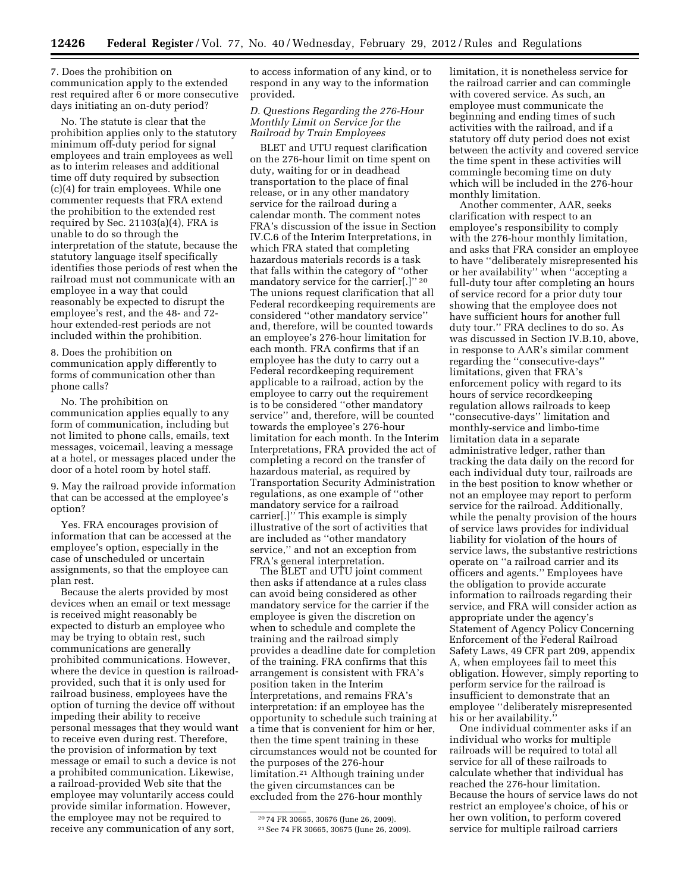7. Does the prohibition on communication apply to the extended rest required after 6 or more consecutive days initiating an on-duty period?

No. The statute is clear that the prohibition applies only to the statutory minimum off-duty period for signal employees and train employees as well as to interim releases and additional time off duty required by subsection (c)(4) for train employees. While one commenter requests that FRA extend the prohibition to the extended rest required by Sec. 21103(a)(4), FRA is unable to do so through the interpretation of the statute, because the statutory language itself specifically identifies those periods of rest when the railroad must not communicate with an employee in a way that could reasonably be expected to disrupt the employee's rest, and the 48- and 72-hour extended-rest periods are not included within the prohibition.

8. Does the prohibition on communication apply differently to forms of communication other than phone calls?

No. The prohibition on communication applies equally to any form of communication, including but not limited to phone calls, emails, text messages, voicemail, leaving a message at a hotel, or messages placed under the door of a hotel room by hotel staff.

9. May the railroad provide information that can be accessed at the employee's option?

Yes. FRA encourages provision of information that can be accessed at the employee's option, especially in the case of unscheduled or uncertain assignments, so that the employee can plan rest.

Because the alerts provided by most devices when an email or text message is received might reasonably be expected to disturb an employee who may be trying to obtain rest, such communications are generally prohibited communications. However, where the device in question is railroad-provided, such that it is only used for railroad business, employees have the option of turning the device off without impeding their ability to receive personal messages that they would want to receive even during rest. Therefore, the provision of information by text message or email to such a device is not a prohibited communication. Likewise, a railroad-provided Web site that the employee may voluntarily access could provide similar information. However, the employee may not be required to receive any communication of any sort, to access information of any kind, or to respond in any way to the information provided.

### *D. Questions Regarding the 276-Hour Monthly Limit on Service for the Railroad by Train Employees*

BLET and UTU request clarification on the 276-hour limit on time spent on duty, waiting for or in deadhead transportation to the place of final release, or in any other mandatory service for the railroad during a calendar month. The comment notes FRA's discussion of the issue in Section IV.C.6 of the Interim Interpretations, in which FRA stated that completing hazardous materials records is a task that falls within the category of ''other mandatory service for the carrier[.]'' [20] The unions request clarification that all Federal recordkeeping requirements are considered ''other mandatory service'' and, therefore, will be counted towards an employee's 276-hour limitation for each month. FRA confirms that if an employee has the duty to carry out a Federal recordkeeping requirement applicable to a railroad, action by the employee to carry out the requirement is to be considered ''other mandatory service'' and, therefore, will be counted towards the employee's 276-hour limitation for each month. In the Interim Interpretations, FRA provided the act of completing a record on the transfer of hazardous material, as required by Transportation Security Administration regulations, as one example of ''other mandatory service for a railroad carrier[.]'' This example is simply illustrative of the sort of activities that are included as ''other mandatory service,'' and not an exception from FRA's general interpretation.

The BLET and UTU joint comment then asks if attendance at a rules class can avoid being considered as other mandatory service for the carrier if the employee is given the discretion on when to schedule and complete the training and the railroad simply provides a deadline date for completion of the training. FRA confirms that this arrangement is consistent with FRA's position taken in the Interim Interpretations, and remains FRA's interpretation: if an employee has the opportunity to schedule such training at a time that is convenient for him or her, then the time spent training in these circumstances would not be counted for the purposes of the 276-hour limitation.[21] Although training under the given circumstances can be excluded from the 276-hour monthly limitation, it is nonetheless service for the railroad carrier and can commingle with covered service. As such, an employee must communicate the beginning and ending times of such activities with the railroad, and if a statutory off duty period does not exist between the activity and covered service the time spent in these activities will commingle becoming time on duty which will be included in the 276-hour monthly limitation.

Another commenter, AAR, seeks clarification with respect to an employee's responsibility to comply with the 276-hour monthly limitation, and asks that FRA consider an employee to have ''deliberately misrepresented his or her availability'' when ''accepting a full-duty tour after completing an hours of service record for a prior duty tour showing that the employee does not have sufficient hours for another full duty tour.'' FRA declines to do so. As was discussed in Section IV.B.10, above, in response to AAR's similar comment regarding the ''consecutive-days'' limitations, given that FRA's enforcement policy with regard to its hours of service recordkeeping regulation allows railroads to keep ''consecutive-days'' limitation and monthly-service and limbo-time limitation data in a separate administrative ledger, rather than tracking the data daily on the record for each individual duty tour, railroads are in the best position to know whether or not an employee may report to perform service for the railroad. Additionally, while the penalty provision of the hours of service laws provides for individual liability for violation of the hours of service laws, the substantive restrictions operate on ''a railroad carrier and its officers and agents.'' Employees have the obligation to provide accurate information to railroads regarding their service, and FRA will consider action as appropriate under the agency's Statement of Agency Policy Concerning Enforcement of the Federal Railroad Safety Laws, 49 CFR part 209, appendix A, when employees fail to meet this obligation. However, simply reporting to perform service for the railroad is insufficient to demonstrate that an employee ''deliberately misrepresented his or her availability.''

One individual commenter asks if an individual who works for multiple railroads will be required to total all service for all of these railroads to calculate whether that individual has reached the 276-hour limitation. Because the hours of service laws do not restrict an employee's choice, of his or her own volition, to perform covered service for multiple railroad carriers

---

[20] 74 FR 30665, 30676 (June 26, 2009).

[21] See 74 FR 30665, 30675 (June 26, 2009).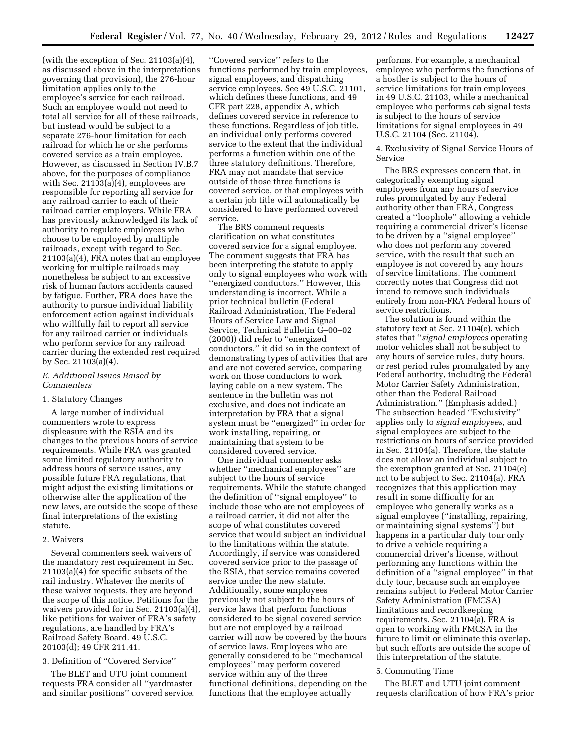(with the exception of Sec. 21103(a)(4), as discussed above in the interpretations governing that provision), the 276-hour limitation applies only to the employee's service for each railroad. Such an employee would not need to total all service for all of these railroads, but instead would be subject to a separate 276-hour limitation for each railroad for which he or she performs covered service as a train employee. However, as discussed in Section IV.B.7 above, for the purposes of compliance with Sec. 21103(a)(4), employees are responsible for reporting all service for any railroad carrier to each of their railroad carrier employers. While FRA has previously acknowledged its lack of authority to regulate employees who choose to be employed by multiple railroads, except with regard to Sec. 21103(a)(4), FRA notes that an employee working for multiple railroads may nonetheless be subject to an excessive risk of human factors accidents caused by fatigue. Further, FRA does have the authority to pursue individual liability enforcement action against individuals who willfully fail to report all service for any railroad carrier or individuals who perform service for any railroad carrier during the extended rest required by Sec. 21103(a)(4).

### *E. Additional Issues Raised by Commenters*

#### 1. Statutory Changes

A large number of individual commenters wrote to express displeasure with the RSIA and its changes to the previous hours of service requirements. While FRA was granted some limited regulatory authority to address hours of service issues, any possible future FRA regulations, that might adjust the existing limitations or otherwise alter the application of the new laws, are outside the scope of these final interpretations of the existing statute.

#### 2. Waivers

Several commenters seek waivers of the mandatory rest requirement in Sec. 21103(a)(4) for specific subsets of the rail industry. Whatever the merits of these waiver requests, they are beyond the scope of this notice. Petitions for the waivers provided for in Sec. 21103(a)(4), like petitions for waiver of FRA's safety regulations, are handled by FRA's Railroad Safety Board. 49 U.S.C. 20103(d); 49 CFR 211.41.

#### 3. Definition of "Covered Service"

The BLET and UTU joint comment requests FRA consider all "yardmaster and similar positions" covered service. "Covered service" refers to the functions performed by train employees, signal employees, and dispatching service employees. See 49 U.S.C. 21101, which defines these functions, and 49 CFR part 228, appendix A, which defines covered service in reference to these functions. Regardless of job title, an individual only performs covered service to the extent that the individual performs a function within one of the three statutory definitions. Therefore, FRA may not mandate that service outside of those three functions is covered service, or that employees with a certain job title will automatically be considered to have performed covered service.

The BRS comment requests clarification on what constitutes covered service for a signal employee. The comment suggests that FRA has been interpreting the statute to apply only to signal employees who work with "energized conductors." However, this understanding is incorrect. While a prior technical bulletin (Federal Railroad Administration, The Federal Hours of Service Law and Signal Service, Technical Bulletin G–00–02 (2000)) did refer to "energized conductors," it did so in the context of demonstrating types of activities that are and are not covered service, comparing work on those conductors to work laying cable on a new system. The sentence in the bulletin was not exclusive, and does not indicate an interpretation by FRA that a signal system must be "energized" in order for work installing, repairing, or maintaining that system to be considered covered service.

One individual commenter asks whether "mechanical employees" are subject to the hours of service requirements. While the statute changed the definition of "signal employee" to include those who are not employees of a railroad carrier, it did not alter the scope of what constitutes covered service that would subject an individual to the limitations within the statute. Accordingly, if service was considered covered service prior to the passage of the RSIA, that service remains covered service under the new statute. Additionally, some employees previously not subject to the hours of service laws that perform functions considered to be signal covered service but are not employed by a railroad carrier will now be covered by the hours of service laws. Employees who are generally considered to be "mechanical employees" may perform covered service within any of the three functional definitions, depending on the functions that the employee actually performs. For example, a mechanical employee who performs the functions of a hostler is subject to the hours of service limitations for train employees in 49 U.S.C. 21103, while a mechanical employee who performs cab signal tests is subject to the hours of service limitations for signal employees in 49 U.S.C. 21104 (Sec. 21104).

#### 4. Exclusivity of Signal Service Hours of Service

The BRS expresses concern that, in categorically exempting signal employees from any hours of service rules promulgated by any Federal authority other than FRA, Congress created a "loophole" allowing a vehicle requiring a commercial driver's license to be driven by a "signal employee" who does not perform any covered service, with the result that such an employee is not covered by any hours of service limitations. The comment correctly notes that Congress did not intend to remove such individuals entirely from non-FRA Federal hours of service restrictions.

The solution is found within the statutory text at Sec. 21104(e), which states that "*signal employees* operating motor vehicles shall not be subject to any hours of service rules, duty hours, or rest period rules promulgated by any Federal authority, including the Federal Motor Carrier Safety Administration, other than the Federal Railroad Administration." (Emphasis added.) The subsection headed "Exclusivity" applies only to *signal employees,* and signal employees are subject to the restrictions on hours of service provided in Sec. 21104(a). Therefore, the statute does not allow an individual subject to the exemption granted at Sec. 21104(e) not to be subject to Sec. 21104(a). FRA recognizes that this application may result in some difficulty for an employee who generally works as a signal employee ("installing, repairing, or maintaining signal systems") but happens in a particular duty tour only to drive a vehicle requiring a commercial driver's license, without performing any functions within the definition of a "signal employee" in that duty tour, because such an employee remains subject to Federal Motor Carrier Safety Administration (FMCSA) limitations and recordkeeping requirements. Sec. 21104(a). FRA is open to working with FMCSA in the future to limit or eliminate this overlap, but such efforts are outside the scope of this interpretation of the statute.

#### 5. Commuting Time

The BLET and UTU joint comment requests clarification of how FRA's prior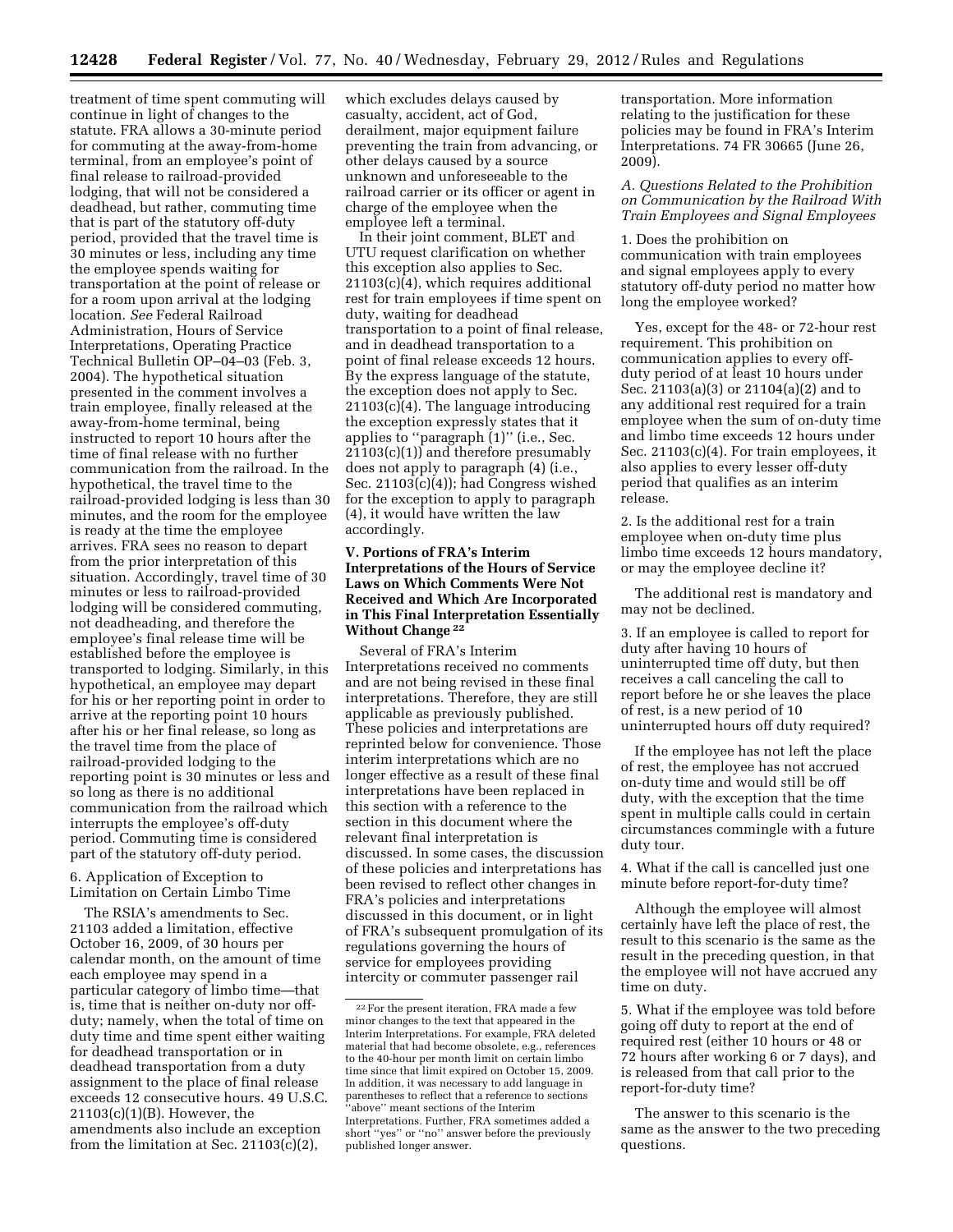treatment of time spent commuting will continue in light of changes to the statute. FRA allows a 30-minute period for commuting at the away-from-home terminal, from an employee's point of final release to railroad-provided lodging, that will not be considered a deadhead, but rather, commuting time that is part of the statutory off-duty period, provided that the travel time is 30 minutes or less, including any time the employee spends waiting for transportation at the point of release or for a room upon arrival at the lodging location. *See* Federal Railroad Administration, Hours of Service Interpretations, Operating Practice Technical Bulletin OP–04–03 (Feb. 3, 2004). The hypothetical situation presented in the comment involves a train employee, finally released at the away-from-home terminal, being instructed to report 10 hours after the time of final release with no further communication from the railroad. In the hypothetical, the travel time to the railroad-provided lodging is less than 30 minutes, and the room for the employee is ready at the time the employee arrives. FRA sees no reason to depart from the prior interpretation of this situation. Accordingly, travel time of 30 minutes or less to railroad-provided lodging will be considered commuting, not deadheading, and therefore the employee's final release time will be established before the employee is transported to lodging. Similarly, in this hypothetical, an employee may depart for his or her reporting point in order to arrive at the reporting point 10 hours after his or her final release, so long as the travel time from the place of railroad-provided lodging to the reporting point is 30 minutes or less and so long as there is no additional communication from the railroad which interrupts the employee's off-duty period. Commuting time is considered part of the statutory off-duty period.

6. Application of Exception to Limitation on Certain Limbo Time

The RSIA's amendments to Sec. 21103 added a limitation, effective October 16, 2009, of 30 hours per calendar month, on the amount of time each employee may spend in a particular category of limbo time—that is, time that is neither on-duty nor off-duty; namely, when the total of time on duty time and time spent either waiting for deadhead transportation or in deadhead transportation from a duty assignment to the place of final release exceeds 12 consecutive hours. 49 U.S.C. 21103(c)(1)(B). However, the amendments also include an exception from the limitation at Sec. 21103(c)(2), which excludes delays caused by casualty, accident, act of God, derailment, major equipment failure preventing the train from advancing, or other delays caused by a source unknown and unforeseeable to the railroad carrier or its officer or agent in charge of the employee when the employee left a terminal.

In their joint comment, BLET and UTU request clarification on whether this exception also applies to Sec. 21103(c)(4), which requires additional rest for train employees if time spent on duty, waiting for deadhead transportation to a point of final release, and in deadhead transportation to a point of final release exceeds 12 hours. By the express language of the statute, the exception does not apply to Sec. 21103(c)(4). The language introducing the exception expressly states that it applies to ''paragraph (1)'' (i.e., Sec. 21103(c)(1)) and therefore presumably does not apply to paragraph (4) (i.e., Sec. 21103(c)(4)); had Congress wished for the exception to apply to paragraph (4), it would have written the law accordingly.

## V. Portions of FRA's Interim Interpretations of the Hours of Service Laws on Which Comments Were Not Received and Which Are Incorporated in This Final Interpretation Essentially Without Change [22]

Several of FRA's Interim Interpretations received no comments and are not being revised in these final interpretations. Therefore, they are still applicable as previously published. These policies and interpretations are reprinted below for convenience. Those interim interpretations which are no longer effective as a result of these final interpretations have been replaced in this section with a reference to the section in this document where the relevant final interpretation is discussed. In some cases, the discussion of these policies and interpretations has been revised to reflect other changes in FRA's policies and interpretations discussed in this document, or in light of FRA's subsequent promulgation of its regulations governing the hours of service for employees providing intercity or commuter passenger rail transportation. More information relating to the justification for these policies may be found in FRA's Interim Interpretations. 74 FR 30665 (June 26, 2009).

### *A. Questions Related to the Prohibition on Communication by the Railroad With Train Employees and Signal Employees*

1. Does the prohibition on communication with train employees and signal employees apply to every statutory off-duty period no matter how long the employee worked?

Yes, except for the 48- or 72-hour rest requirement. This prohibition on communication applies to every off-duty period of at least 10 hours under Sec. 21103(a)(3) or 21104(a)(2) and to any additional rest required for a train employee when the sum of on-duty time and limbo time exceeds 12 hours under Sec. 21103(c)(4). For train employees, it also applies to every lesser off-duty period that qualifies as an interim release.

2. Is the additional rest for a train employee when on-duty time plus limbo time exceeds 12 hours mandatory, or may the employee decline it?

The additional rest is mandatory and may not be declined.

3. If an employee is called to report for duty after having 10 hours of uninterrupted time off duty, but then receives a call canceling the call to report before he or she leaves the place of rest, is a new period of 10 uninterrupted hours off duty required?

If the employee has not left the place of rest, the employee has not accrued on-duty time and would still be off duty, with the exception that the time spent in multiple calls could in certain circumstances commingle with a future duty tour.

4. What if the call is cancelled just one minute before report-for-duty time?

Although the employee will almost certainly have left the place of rest, the result to this scenario is the same as the result in the preceding question, in that the employee will not have accrued any time on duty.

5. What if the employee was told before going off duty to report at the end of required rest (either 10 hours or 48 or 72 hours after working 6 or 7 days), and is released from that call prior to the report-for-duty time?

The answer to this scenario is the same as the answer to the two preceding questions.

[22] For the present iteration, FRA made a few minor changes to the text that appeared in the Interim Interpretations. For example, FRA deleted material that had become obsolete, e.g., references to the 40-hour per month limit on certain limbo time since that limit expired on October 15, 2009. In addition, it was necessary to add language in parentheses to reflect that a reference to sections ''above'' meant sections of the Interim Interpretations. Further, FRA sometimes added a short ''yes'' or ''no'' answer before the previously published longer answer.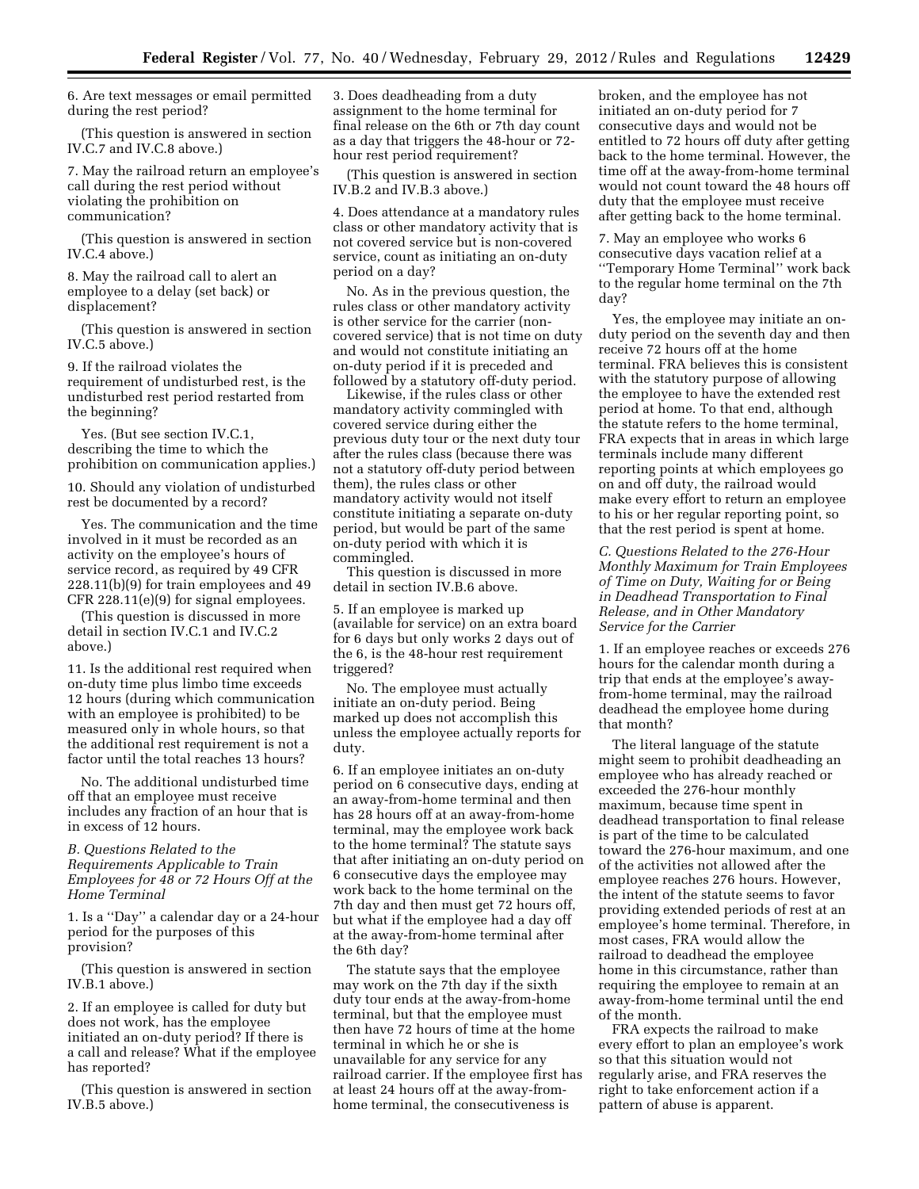6. Are text messages or email permitted during the rest period?

(This question is answered in section IV.C.7 and IV.C.8 above.)

7. May the railroad return an employee's call during the rest period without violating the prohibition on communication?

(This question is answered in section IV.C.4 above.)

8. May the railroad call to alert an employee to a delay (set back) or displacement?

(This question is answered in section IV.C.5 above.)

9. If the railroad violates the requirement of undisturbed rest, is the undisturbed rest period restarted from the beginning?

Yes. (But see section IV.C.1, describing the time to which the prohibition on communication applies.)

10. Should any violation of undisturbed rest be documented by a record?

Yes. The communication and the time involved in it must be recorded as an activity on the employee's hours of service record, as required by 49 CFR 228.11(b)(9) for train employees and 49 CFR 228.11(e)(9) for signal employees.

(This question is discussed in more detail in section IV.C.1 and IV.C.2 above.)

11. Is the additional rest required when on-duty time plus limbo time exceeds 12 hours (during which communication with an employee is prohibited) to be measured only in whole hours, so that the additional rest requirement is not a factor until the total reaches 13 hours?

No. The additional undisturbed time off that an employee must receive includes any fraction of an hour that is in excess of 12 hours.

*B. Questions Related to the Requirements Applicable to Train Employees for 48 or 72 Hours Off at the Home Terminal*

1. Is a ''Day'' a calendar day or a 24-hour period for the purposes of this provision?

(This question is answered in section IV.B.1 above.)

2. If an employee is called for duty but does not work, has the employee initiated an on-duty period? If there is a call and release? What if the employee has reported?

(This question is answered in section IV.B.5 above.)

3. Does deadheading from a duty assignment to the home terminal for final release on the 6th or 7th day count as a day that triggers the 48-hour or 72-hour rest period requirement?

(This question is answered in section IV.B.2 and IV.B.3 above.)

4. Does attendance at a mandatory rules class or other mandatory activity that is not covered service but is non-covered service, count as initiating an on-duty period on a day?

No. As in the previous question, the rules class or other mandatory activity is other service for the carrier (non-covered service) that is not time on duty and would not constitute initiating an on-duty period if it is preceded and followed by a statutory off-duty period.

Likewise, if the rules class or other mandatory activity commingled with covered service during either the previous duty tour or the next duty tour after the rules class (because there was not a statutory off-duty period between them), the rules class or other mandatory activity would not itself constitute initiating a separate on-duty period, but would be part of the same on-duty period with which it is commingled.

This question is discussed in more detail in section IV.B.6 above.

5. If an employee is marked up (available for service) on an extra board for 6 days but only works 2 days out of the 6, is the 48-hour rest requirement triggered?

No. The employee must actually initiate an on-duty period. Being marked up does not accomplish this unless the employee actually reports for duty.

6. If an employee initiates an on-duty period on 6 consecutive days, ending at an away-from-home terminal and then has 28 hours off at an away-from-home terminal, may the employee work back to the home terminal? The statute says that after initiating an on-duty period on 6 consecutive days the employee may work back to the home terminal on the 7th day and then must get 72 hours off, but what if the employee had a day off at the away-from-home terminal after the 6th day?

The statute says that the employee may work on the 7th day if the sixth duty tour ends at the away-from-home terminal, but that the employee must then have 72 hours of time at the home terminal in which he or she is unavailable for any service for any railroad carrier. If the employee first has at least 24 hours off at the away-from-home terminal, the consecutiveness is broken, and the employee has not initiated an on-duty period for 7 consecutive days and would not be entitled to 72 hours off duty after getting back to the home terminal. However, the time off at the away-from-home terminal would not count toward the 48 hours off duty that the employee must receive after getting back to the home terminal.

7. May an employee who works 6 consecutive days vacation relief at a ''Temporary Home Terminal'' work back to the regular home terminal on the 7th day?

Yes, the employee may initiate an on-duty period on the seventh day and then receive 72 hours off at the home terminal. FRA believes this is consistent with the statutory purpose of allowing the employee to have the extended rest period at home. To that end, although the statute refers to the home terminal, FRA expects that in areas in which large terminals include many different reporting points at which employees go on and off duty, the railroad would make every effort to return an employee to his or her regular reporting point, so that the rest period is spent at home.

*C. Questions Related to the 276-Hour Monthly Maximum for Train Employees of Time on Duty, Waiting for or Being in Deadhead Transportation to Final Release, and in Other Mandatory Service for the Carrier*

1. If an employee reaches or exceeds 276 hours for the calendar month during a trip that ends at the employee's away-from-home terminal, may the railroad deadhead the employee home during that month?

The literal language of the statute might seem to prohibit deadheading an employee who has already reached or exceeded the 276-hour monthly maximum, because time spent in deadhead transportation to final release is part of the time to be calculated toward the 276-hour maximum, and one of the activities not allowed after the employee reaches 276 hours. However, the intent of the statute seems to favor providing extended periods of rest at an employee's home terminal. Therefore, in most cases, FRA would allow the railroad to deadhead the employee home in this circumstance, rather than requiring the employee to remain at an away-from-home terminal until the end of the month.

FRA expects the railroad to make every effort to plan an employee's work so that this situation would not regularly arise, and FRA reserves the right to take enforcement action if a pattern of abuse is apparent.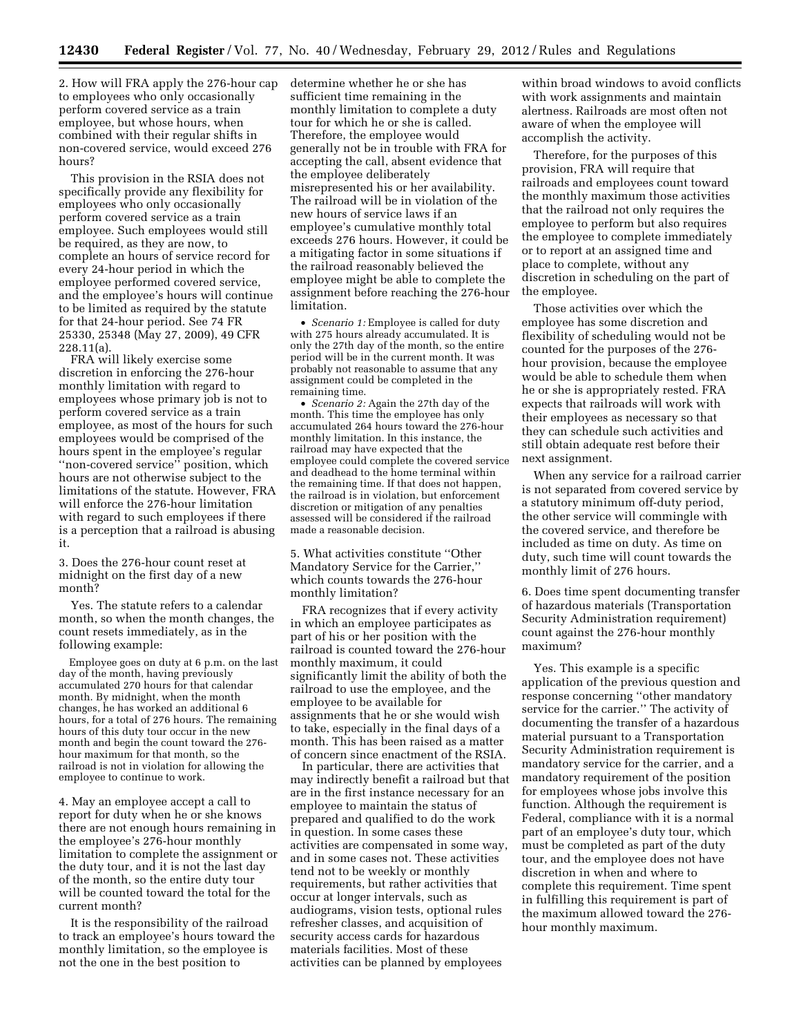2. How will FRA apply the 276-hour cap to employees who only occasionally perform covered service as a train employee, but whose hours, when combined with their regular shifts in non-covered service, would exceed 276 hours?

This provision in the RSIA does not specifically provide any flexibility for employees who only occasionally perform covered service as a train employee. Such employees would still be required, as they are now, to complete an hours of service record for every 24-hour period in which the employee performed covered service, and the employee's hours will continue to be limited as required by the statute for that 24-hour period. See 74 FR 25330, 25348 (May 27, 2009), 49 CFR 228.11(a).

FRA will likely exercise some discretion in enforcing the 276-hour monthly limitation with regard to employees whose primary job is not to perform covered service as a train employee, as most of the hours for such employees would be comprised of the hours spent in the employee's regular "non-covered service" position, which hours are not otherwise subject to the limitations of the statute. However, FRA will enforce the 276-hour limitation with regard to such employees if there is a perception that a railroad is abusing it.

3. Does the 276-hour count reset at midnight on the first day of a new month?

Yes. The statute refers to a calendar month, so when the month changes, the count resets immediately, as in the following example:

> Employee goes on duty at 6 p.m. on the last day of the month, having previously accumulated 270 hours for that calendar month. By midnight, when the month changes, he has worked an additional 6 hours, for a total of 276 hours. The remaining hours of this duty tour occur in the new month and begin the count toward the 276-hour maximum for that month, so the railroad is not in violation for allowing the employee to continue to work.

4. May an employee accept a call to report for duty when he or she knows there are not enough hours remaining in the employee's 276-hour monthly limitation to complete the assignment or the duty tour, and it is not the last day of the month, so the entire duty tour will be counted toward the total for the current month?

It is the responsibility of the railroad to track an employee's hours toward the monthly limitation, so the employee is not the one in the best position to determine whether he or she has sufficient time remaining in the monthly limitation to complete a duty tour for which he or she is called. Therefore, the employee would generally not be in trouble with FRA for accepting the call, absent evidence that the employee deliberately misrepresented his or her availability. The railroad will be in violation of the new hours of service laws if an employee's cumulative monthly total exceeds 276 hours. However, it could be a mitigating factor in some situations if the railroad reasonably believed the employee might be able to complete the assignment before reaching the 276-hour limitation.

- *Scenario 1:* Employee is called for duty with 275 hours already accumulated. It is only the 27th day of the month, so the entire period will be in the current month. It was probably not reasonable to assume that any assignment could be completed in the remaining time.
- *Scenario 2:* Again the 27th day of the month. This time the employee has only accumulated 264 hours toward the 276-hour monthly limitation. In this instance, the railroad may have expected that the employee could complete the covered service and deadhead to the home terminal within the remaining time. If that does not happen, the railroad is in violation, but enforcement discretion or mitigation of any penalties assessed will be considered if the railroad made a reasonable decision.

5. What activities constitute "Other Mandatory Service for the Carrier," which counts towards the 276-hour monthly limitation?

FRA recognizes that if every activity in which an employee participates as part of his or her position with the railroad is counted toward the 276-hour monthly maximum, it could significantly limit the ability of both the railroad to use the employee, and the employee to be available for assignments that he or she would wish to take, especially in the final days of a month. This has been raised as a matter of concern since enactment of the RSIA.

In particular, there are activities that may indirectly benefit a railroad but that are in the first instance necessary for an employee to maintain the status of prepared and qualified to do the work in question. In some cases these activities are compensated in some way, and in some cases not. These activities tend not to be weekly or monthly requirements, but rather activities that occur at longer intervals, such as audiograms, vision tests, optional rules refresher classes, and acquisition of security access cards for hazardous materials facilities. Most of these activities can be planned by employees within broad windows to avoid conflicts with work assignments and maintain alertness. Railroads are most often not aware of when the employee will accomplish the activity.

Therefore, for the purposes of this provision, FRA will require that railroads and employees count toward the monthly maximum those activities that the railroad not only requires the employee to perform but also requires the employee to complete immediately or to report at an assigned time and place to complete, without any discretion in scheduling on the part of the employee.

Those activities over which the employee has some discretion and flexibility of scheduling would not be counted for the purposes of the 276-hour provision, because the employee would be able to schedule them when he or she is appropriately rested. FRA expects that railroads will work with their employees as necessary so that they can schedule such activities and still obtain adequate rest before their next assignment.

When any service for a railroad carrier is not separated from covered service by a statutory minimum off-duty period, the other service will commingle with the covered service, and therefore be included as time on duty. As time on duty, such time will count towards the monthly limit of 276 hours.

6. Does time spent documenting transfer of hazardous materials (Transportation Security Administration requirement) count against the 276-hour monthly maximum?

Yes. This example is a specific application of the previous question and response concerning "other mandatory service for the carrier." The activity of documenting the transfer of a hazardous material pursuant to a Transportation Security Administration requirement is mandatory service for the carrier, and a mandatory requirement of the position for employees whose jobs involve this function. Although the requirement is Federal, compliance with it is a normal part of an employee's duty tour, which must be completed as part of the duty tour, and the employee does not have discretion in when and where to complete this requirement. Time spent in fulfilling this requirement is part of the maximum allowed toward the 276-hour monthly maximum.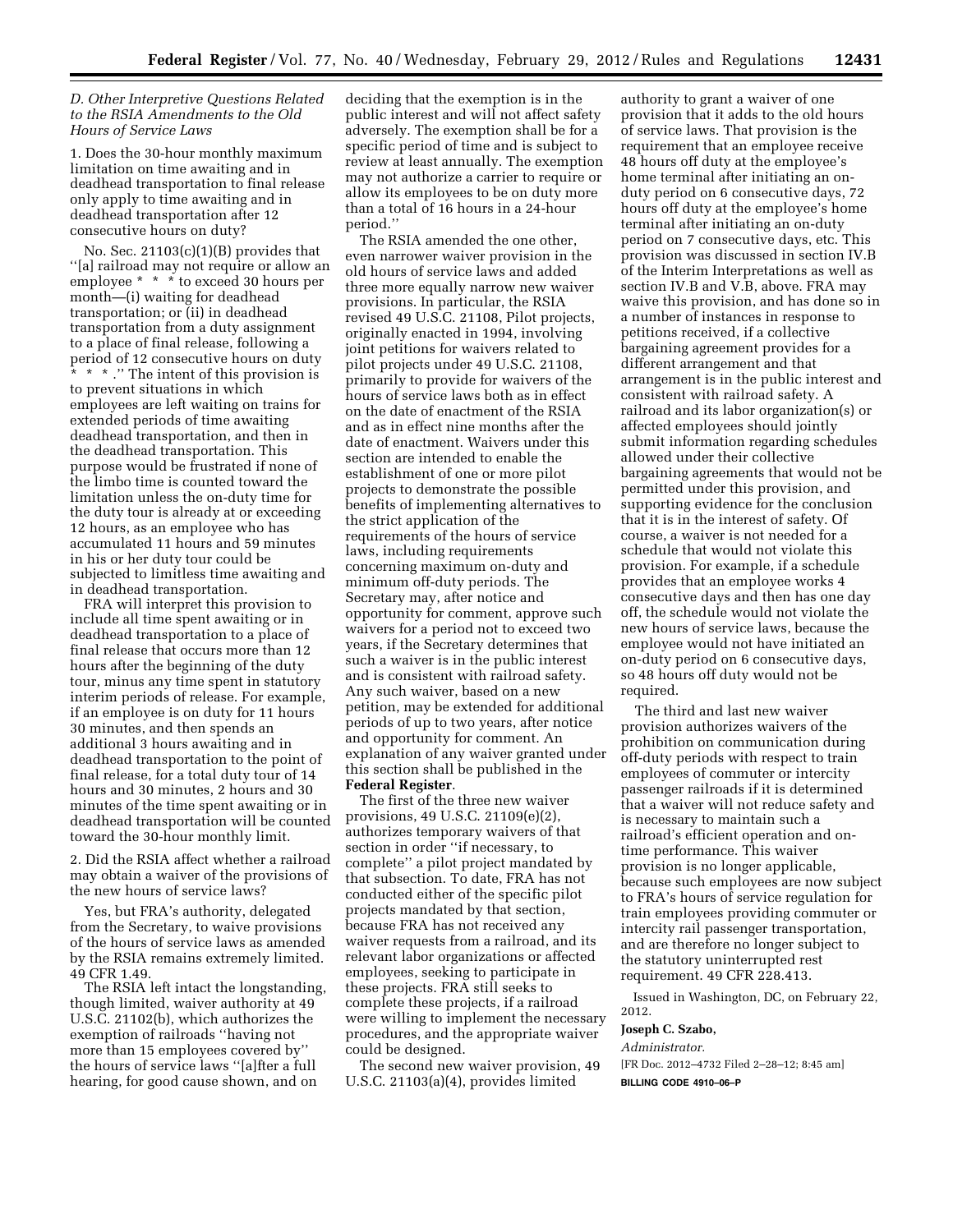### *D. Other Interpretive Questions Related to the RSIA Amendments to the Old Hours of Service Laws*

1. Does the 30-hour monthly maximum limitation on time awaiting and in deadhead transportation to final release only apply to time awaiting and in deadhead transportation after 12 consecutive hours on duty?

No. Sec. 21103(c)(1)(B) provides that ''[a] railroad may not require or allow an employee * * * to exceed 30 hours per month—(i) waiting for deadhead transportation; or (ii) in deadhead transportation from a duty assignment to a place of final release, following a period of 12 consecutive hours on duty * * * .'' The intent of this provision is to prevent situations in which employees are left waiting on trains for extended periods of time awaiting deadhead transportation, and then in the deadhead transportation. This purpose would be frustrated if none of the limbo time is counted toward the limitation unless the on-duty time for the duty tour is already at or exceeding 12 hours, as an employee who has accumulated 11 hours and 59 minutes in his or her duty tour could be subjected to limitless time awaiting and in deadhead transportation.

FRA will interpret this provision to include all time spent awaiting or in deadhead transportation to a place of final release that occurs more than 12 hours after the beginning of the duty tour, minus any time spent in statutory interim periods of release. For example, if an employee is on duty for 11 hours 30 minutes, and then spends an additional 3 hours awaiting and in deadhead transportation to the point of final release, for a total duty tour of 14 hours and 30 minutes, 2 hours and 30 minutes of the time spent awaiting or in deadhead transportation will be counted toward the 30-hour monthly limit.

2. Did the RSIA affect whether a railroad may obtain a waiver of the provisions of the new hours of service laws?

Yes, but FRA's authority, delegated from the Secretary, to waive provisions of the hours of service laws as amended by the RSIA remains extremely limited. 49 CFR 1.49.

The RSIA left intact the longstanding, though limited, waiver authority at 49 U.S.C. 21102(b), which authorizes the exemption of railroads ''having not more than 15 employees covered by'' the hours of service laws ''[a]fter a full hearing, for good cause shown, and on deciding that the exemption is in the public interest and will not affect safety adversely. The exemption shall be for a specific period of time and is subject to review at least annually. The exemption may not authorize a carrier to require or allow its employees to be on duty more than a total of 16 hours in a 24-hour period.''

The RSIA amended the one other, even narrower waiver provision in the old hours of service laws and added three more equally narrow new waiver provisions. In particular, the RSIA revised 49 U.S.C. 21108, Pilot projects, originally enacted in 1994, involving joint petitions for waivers related to pilot projects under 49 U.S.C. 21108, primarily to provide for waivers of the hours of service laws both as in effect on the date of enactment of the RSIA and as in effect nine months after the date of enactment. Waivers under this section are intended to enable the establishment of one or more pilot projects to demonstrate the possible benefits of implementing alternatives to the strict application of the requirements of the hours of service laws, including requirements concerning maximum on-duty and minimum off-duty periods. The Secretary may, after notice and opportunity for comment, approve such waivers for a period not to exceed two years, if the Secretary determines that such a waiver is in the public interest and is consistent with railroad safety. Any such waiver, based on a new petition, may be extended for additional periods of up to two years, after notice and opportunity for comment. An explanation of any waiver granted under this section shall be published in the **Federal Register**.

The first of the three new waiver provisions, 49 U.S.C. 21109(e)(2), authorizes temporary waivers of that section in order ''if necessary, to complete'' a pilot project mandated by that subsection. To date, FRA has not conducted either of the specific pilot projects mandated by that section, because FRA has not received any waiver requests from a railroad, and its relevant labor organizations or affected employees, seeking to participate in these projects. FRA still seeks to complete these projects, if a railroad were willing to implement the necessary procedures, and the appropriate waiver could be designed.

The second new waiver provision, 49 U.S.C. 21103(a)(4), provides limited authority to grant a waiver of one provision that it adds to the old hours of service laws. That provision is the requirement that an employee receive 48 hours off duty at the employee's home terminal after initiating an on-duty period on 6 consecutive days, 72 hours off duty at the employee's home terminal after initiating an on-duty period on 7 consecutive days, etc. This provision was discussed in section IV.B of the Interim Interpretations as well as section IV.B and V.B, above. FRA may waive this provision, and has done so in a number of instances in response to petitions received, if a collective bargaining agreement provides for a different arrangement and that arrangement is in the public interest and consistent with railroad safety. A railroad and its labor organization(s) or affected employees should jointly submit information regarding schedules allowed under their collective bargaining agreements that would not be permitted under this provision, and supporting evidence for the conclusion that it is in the interest of safety. Of course, a waiver is not needed for a schedule that would not violate this provision. For example, if a schedule provides that an employee works 4 consecutive days and then has one day off, the schedule would not violate the new hours of service laws, because the employee would not have initiated an on-duty period on 6 consecutive days, so 48 hours off duty would not be required.

The third and last new waiver provision authorizes waivers of the prohibition on communication during off-duty periods with respect to train employees of commuter or intercity passenger railroads if it is determined that a waiver will not reduce safety and is necessary to maintain such a railroad's efficient operation and on-time performance. This waiver provision is no longer applicable, because such employees are now subject to FRA's hours of service regulation for train employees providing commuter or intercity rail passenger transportation, and are therefore no longer subject to the statutory uninterrupted rest requirement. 49 CFR 228.413.

Issued in Washington, DC, on February 22, 2012.

**Joseph C. Szabo,**

*Administrator.*

[FR Doc. 2012–4732 Filed 2–28–12; 8:45 am]

**BILLING CODE 4910–06–P**